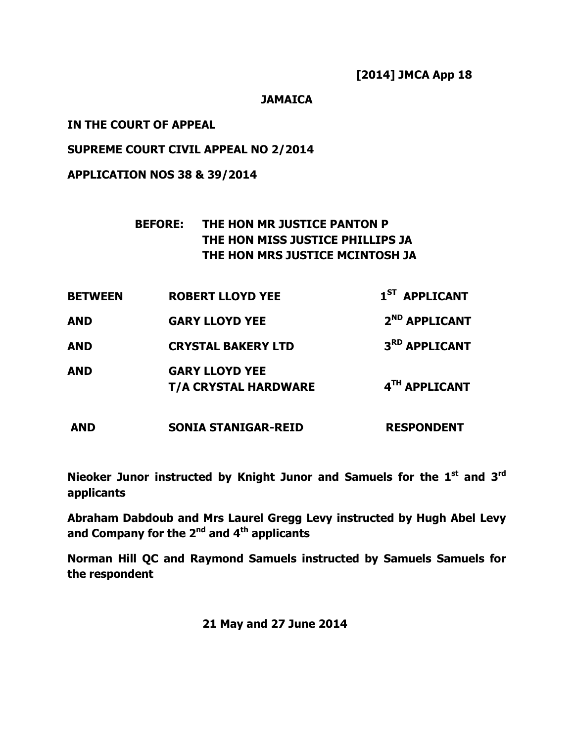**[2014] JMCA App 18**

**JAMAICA**

**IN THE COURT OF APPEAL**

**SUPREME COURT CIVIL APPEAL NO 2/2014**

**APPLICATION NOS 38 & 39/2014**

**BEFORE: THE HON MR JUSTICE PANTON P**
**THE HON MISS JUSTICE PHILLIPS JA**
**THE HON MRS JUSTICE MCINTOSH JA**

| | | |
|---|---|---|
| **BETWEEN** | **ROBERT LLOYD YEE** | **1ST APPLICANT** |
| **AND** | **GARY LLOYD YEE** | **2ND APPLICANT** |
| **AND** | **CRYSTAL BAKERY LTD** | **3RD APPLICANT** |
| **AND** | **GARY LLOYD YEE T/A CRYSTAL HARDWARE** | **4TH APPLICANT** |
| **AND** | **SONIA STANIGAR-REID** | **RESPONDENT** |

**Nieoker Junor instructed by Knight Junor and Samuels for the 1st and 3rd applicants**

**Abraham Dabdoub and Mrs Laurel Gregg Levy instructed by Hugh Abel Levy and Company for the 2nd and 4th applicants**

**Norman Hill QC and Raymond Samuels instructed by Samuels Samuels for the respondent**

**21 May and 27 June 2014**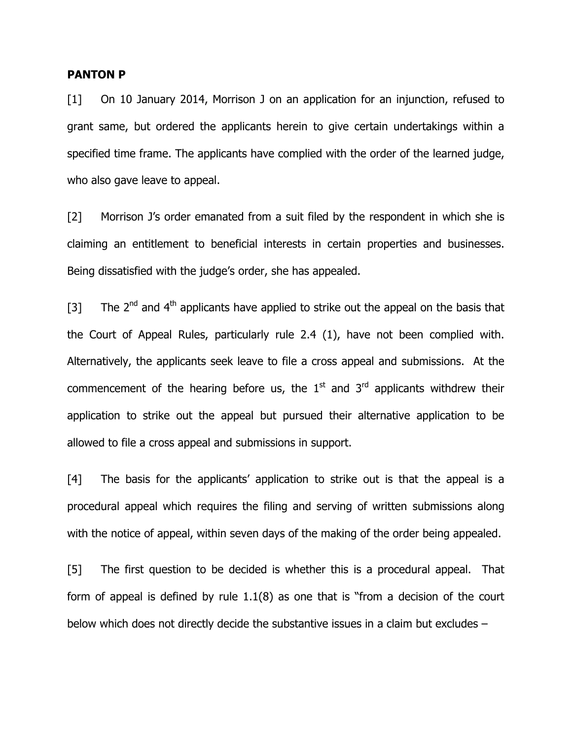**PANTON P**

[1] On 10 January 2014, Morrison J on an application for an injunction, refused to grant same, but ordered the applicants herein to give certain undertakings within a specified time frame. The applicants have complied with the order of the learned judge, who also gave leave to appeal.

[2] Morrison J's order emanated from a suit filed by the respondent in which she is claiming an entitlement to beneficial interests in certain properties and businesses. Being dissatisfied with the judge's order, she has appealed.

[3] The 2nd and 4th applicants have applied to strike out the appeal on the basis that the Court of Appeal Rules, particularly rule 2.4 (1), have not been complied with. Alternatively, the applicants seek leave to file a cross appeal and submissions. At the commencement of the hearing before us, the 1st and 3rd applicants withdrew their application to strike out the appeal but pursued their alternative application to be allowed to file a cross appeal and submissions in support.

[4] The basis for the applicants' application to strike out is that the appeal is a procedural appeal which requires the filing and serving of written submissions along with the notice of appeal, within seven days of the making of the order being appealed.

[5] The first question to be decided is whether this is a procedural appeal. That form of appeal is defined by rule 1.1(8) as one that is "from a decision of the court below which does not directly decide the substantive issues in a claim but excludes –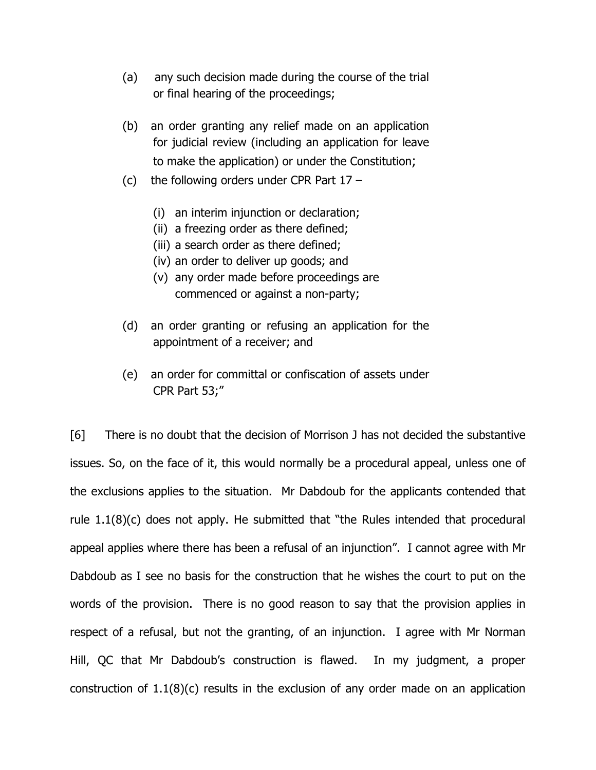(a) any such decision made during the course of the trial or final hearing of the proceedings;

(b) an order granting any relief made on an application for judicial review (including an application for leave to make the application) or under the Constitution;

(c) the following orders under CPR Part 17 –

  (i) an interim injunction or declaration;
  (ii) a freezing order as there defined;
  (iii) a search order as there defined;
  (iv) an order to deliver up goods; and
  (v) any order made before proceedings are commenced or against a non-party;

(d) an order granting or refusing an application for the appointment of a receiver; and

(e) an order for committal or confiscation of assets under CPR Part 53;"

[6] There is no doubt that the decision of Morrison J has not decided the substantive issues. So, on the face of it, this would normally be a procedural appeal, unless one of the exclusions applies to the situation. Mr Dabdoub for the applicants contended that rule 1.1(8)(c) does not apply. He submitted that "the Rules intended that procedural appeal applies where there has been a refusal of an injunction". I cannot agree with Mr Dabdoub as I see no basis for the construction that he wishes the court to put on the words of the provision. There is no good reason to say that the provision applies in respect of a refusal, but not the granting, of an injunction. I agree with Mr Norman Hill, QC that Mr Dabdoub's construction is flawed. In my judgment, a proper construction of 1.1(8)(c) results in the exclusion of any order made on an application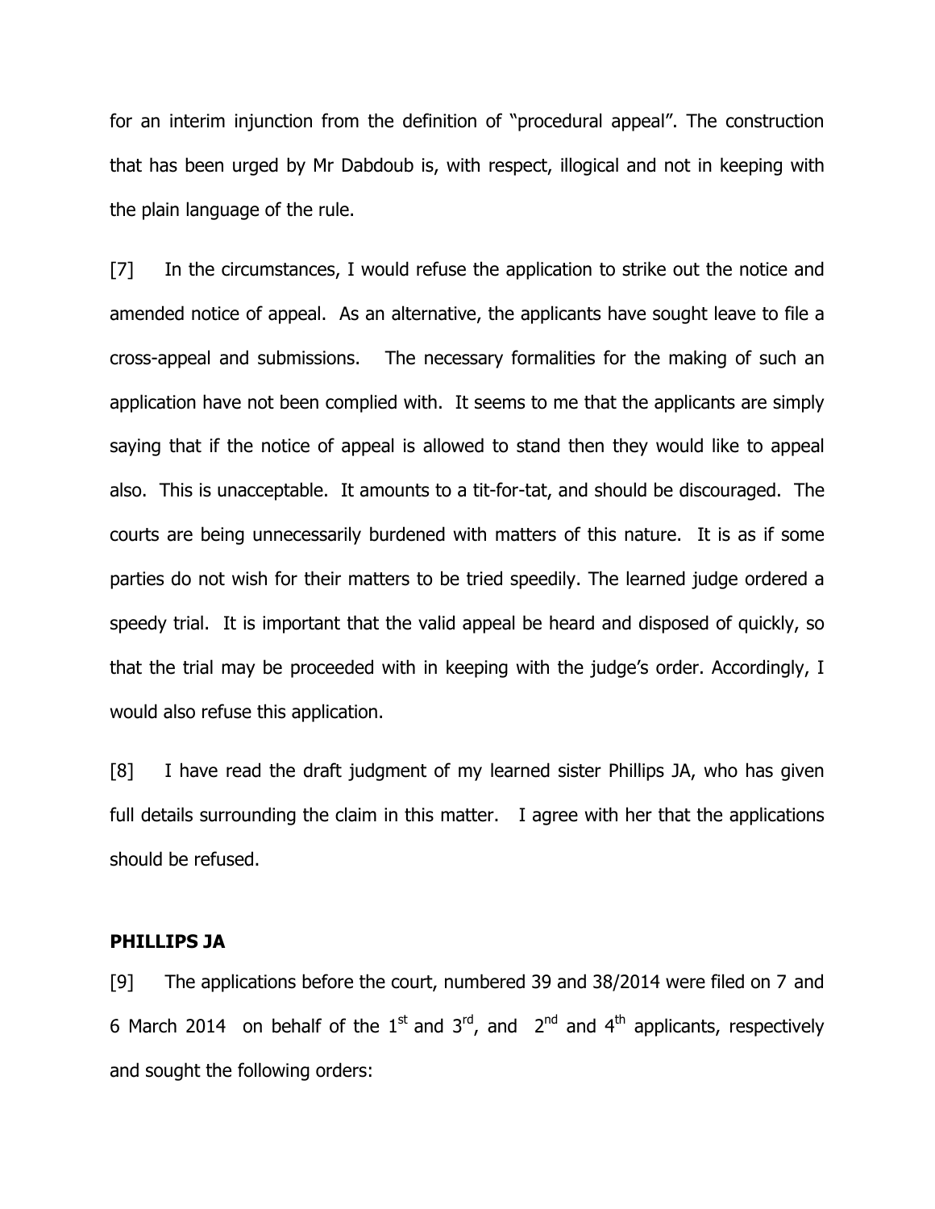for an interim injunction from the definition of "procedural appeal". The construction that has been urged by Mr Dabdoub is, with respect, illogical and not in keeping with the plain language of the rule.

[7] In the circumstances, I would refuse the application to strike out the notice and amended notice of appeal. As an alternative, the applicants have sought leave to file a cross-appeal and submissions. The necessary formalities for the making of such an application have not been complied with. It seems to me that the applicants are simply saying that if the notice of appeal is allowed to stand then they would like to appeal also. This is unacceptable. It amounts to a tit-for-tat, and should be discouraged. The courts are being unnecessarily burdened with matters of this nature. It is as if some parties do not wish for their matters to be tried speedily. The learned judge ordered a speedy trial. It is important that the valid appeal be heard and disposed of quickly, so that the trial may be proceeded with in keeping with the judge's order. Accordingly, I would also refuse this application.

[8] I have read the draft judgment of my learned sister Phillips JA, who has given full details surrounding the claim in this matter. I agree with her that the applications should be refused.

**PHILLIPS JA**

[9] The applications before the court, numbered 39 and 38/2014 were filed on 7 and 6 March 2014 on behalf of the 1st and 3rd, and 2nd and 4th applicants, respectively and sought the following orders: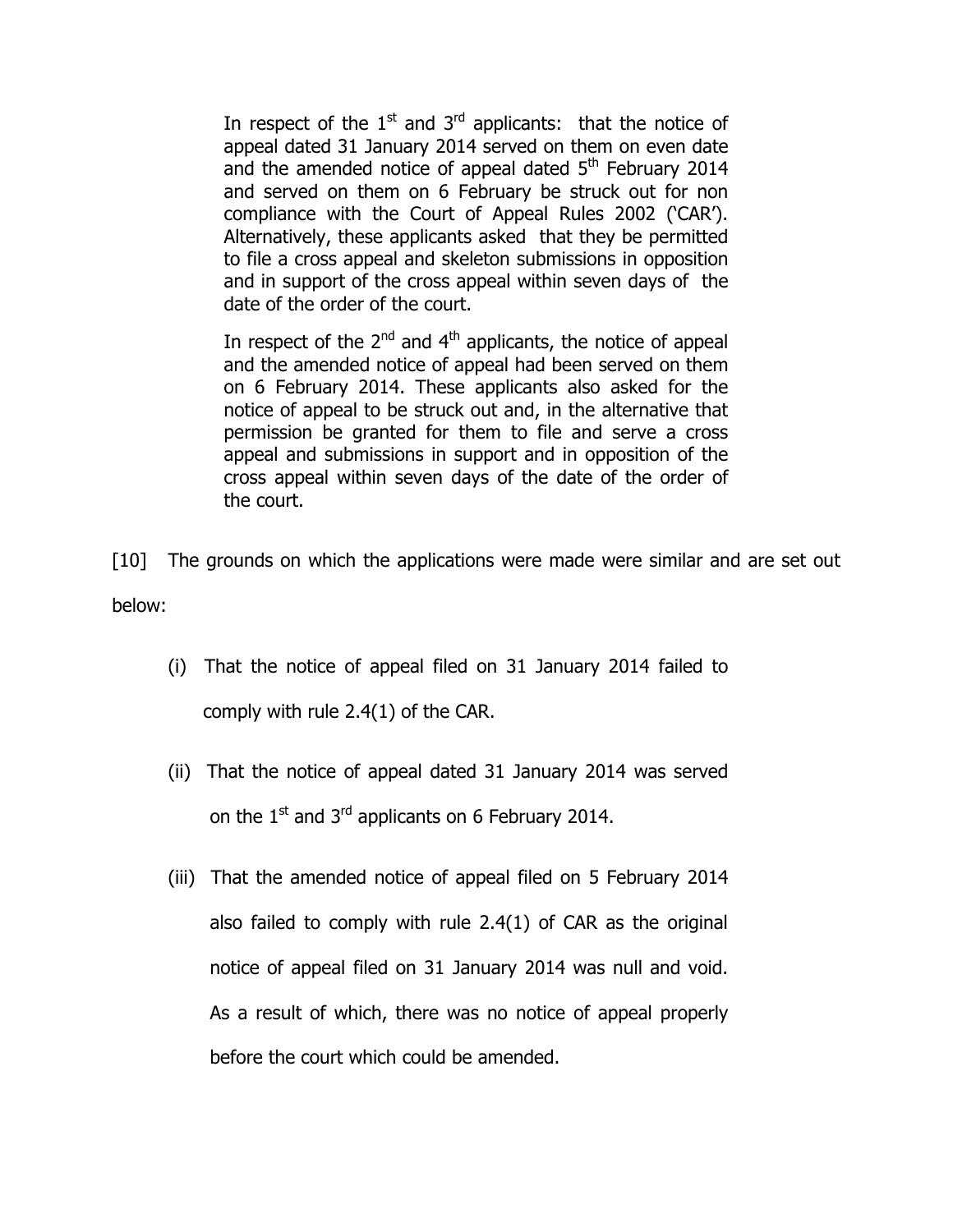In respect of the 1st and 3rd applicants: that the notice of appeal dated 31 January 2014 served on them on even date and the amended notice of appeal dated 5th February 2014 and served on them on 6 February be struck out for non compliance with the Court of Appeal Rules 2002 ('CAR'). Alternatively, these applicants asked that they be permitted to file a cross appeal and skeleton submissions in opposition and in support of the cross appeal within seven days of the date of the order of the court.

In respect of the 2nd and 4th applicants, the notice of appeal and the amended notice of appeal had been served on them on 6 February 2014. These applicants also asked for the notice of appeal to be struck out and, in the alternative that permission be granted for them to file and serve a cross appeal and submissions in support and in opposition of the cross appeal within seven days of the date of the order of the court.

[10] The grounds on which the applications were made were similar and are set out below:

(i) That the notice of appeal filed on 31 January 2014 failed to comply with rule 2.4(1) of the CAR.

(ii) That the notice of appeal dated 31 January 2014 was served on the 1st and 3rd applicants on 6 February 2014.

(iii) That the amended notice of appeal filed on 5 February 2014 also failed to comply with rule 2.4(1) of CAR as the original notice of appeal filed on 31 January 2014 was null and void. As a result of which, there was no notice of appeal properly before the court which could be amended.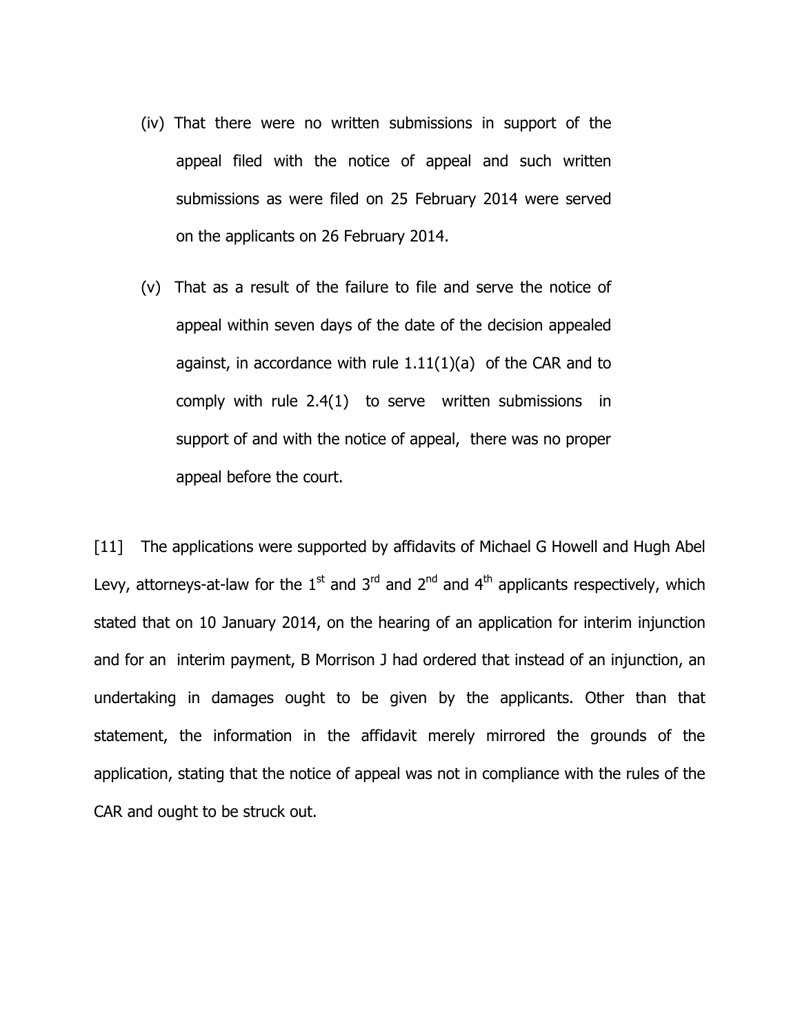(iv) That there were no written submissions in support of the appeal filed with the notice of appeal and such written submissions as were filed on 25 February 2014 were served on the applicants on 26 February 2014.

(v) That as a result of the failure to file and serve the notice of appeal within seven days of the date of the decision appealed against, in accordance with rule 1.11(1)(a) of the CAR and to comply with rule 2.4(1) to serve written submissions in support of and with the notice of appeal, there was no proper appeal before the court.

[11] The applications were supported by affidavits of Michael G Howell and Hugh Abel Levy, attorneys-at-law for the 1st and 3rd and 2nd and 4th applicants respectively, which stated that on 10 January 2014, on the hearing of an application for interim injunction and for an interim payment, B Morrison J had ordered that instead of an injunction, an undertaking in damages ought to be given by the applicants. Other than that statement, the information in the affidavit merely mirrored the grounds of the application, stating that the notice of appeal was not in compliance with the rules of the CAR and ought to be struck out.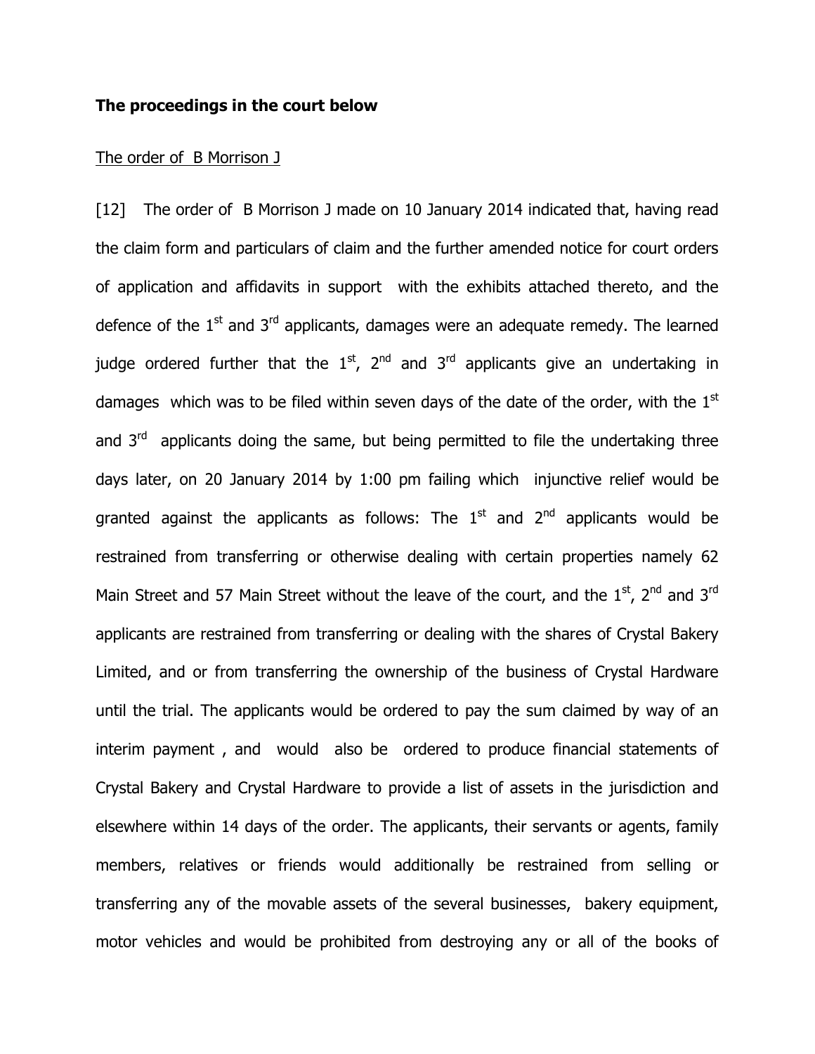**The proceedings in the court below**

<u>The order of B Morrison J</u>

[12] The order of B Morrison J made on 10 January 2014 indicated that, having read the claim form and particulars of claim and the further amended notice for court orders of application and affidavits in support with the exhibits attached thereto, and the defence of the 1st and 3rd applicants, damages were an adequate remedy. The learned judge ordered further that the 1st, 2nd and 3rd applicants give an undertaking in damages which was to be filed within seven days of the date of the order, with the 1st and 3rd applicants doing the same, but being permitted to file the undertaking three days later, on 20 January 2014 by 1:00 pm failing which injunctive relief would be granted against the applicants as follows: The 1st and 2nd applicants would be restrained from transferring or otherwise dealing with certain properties namely 62 Main Street and 57 Main Street without the leave of the court, and the 1st, 2nd and 3rd applicants are restrained from transferring or dealing with the shares of Crystal Bakery Limited, and or from transferring the ownership of the business of Crystal Hardware until the trial. The applicants would be ordered to pay the sum claimed by way of an interim payment , and would also be ordered to produce financial statements of Crystal Bakery and Crystal Hardware to provide a list of assets in the jurisdiction and elsewhere within 14 days of the order. The applicants, their servants or agents, family members, relatives or friends would additionally be restrained from selling or transferring any of the movable assets of the several businesses, bakery equipment, motor vehicles and would be prohibited from destroying any or all of the books of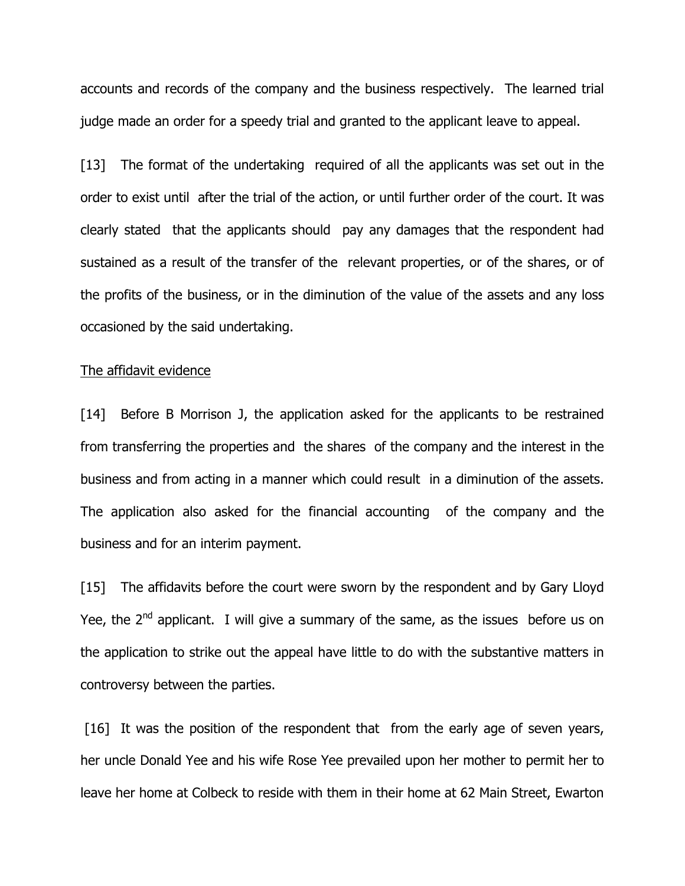accounts and records of the company and the business respectively. The learned trial judge made an order for a speedy trial and granted to the applicant leave to appeal.

[13] The format of the undertaking required of all the applicants was set out in the order to exist until after the trial of the action, or until further order of the court. It was clearly stated that the applicants should pay any damages that the respondent had sustained as a result of the transfer of the relevant properties, or of the shares, or of the profits of the business, or in the diminution of the value of the assets and any loss occasioned by the said undertaking.

<u>The affidavit evidence</u>

[14] Before B Morrison J, the application asked for the applicants to be restrained from transferring the properties and the shares of the company and the interest in the business and from acting in a manner which could result in a diminution of the assets. The application also asked for the financial accounting of the company and the business and for an interim payment.

[15] The affidavits before the court were sworn by the respondent and by Gary Lloyd Yee, the 2nd applicant. I will give a summary of the same, as the issues before us on the application to strike out the appeal have little to do with the substantive matters in controversy between the parties.

[16] It was the position of the respondent that from the early age of seven years, her uncle Donald Yee and his wife Rose Yee prevailed upon her mother to permit her to leave her home at Colbeck to reside with them in their home at 62 Main Street, Ewarton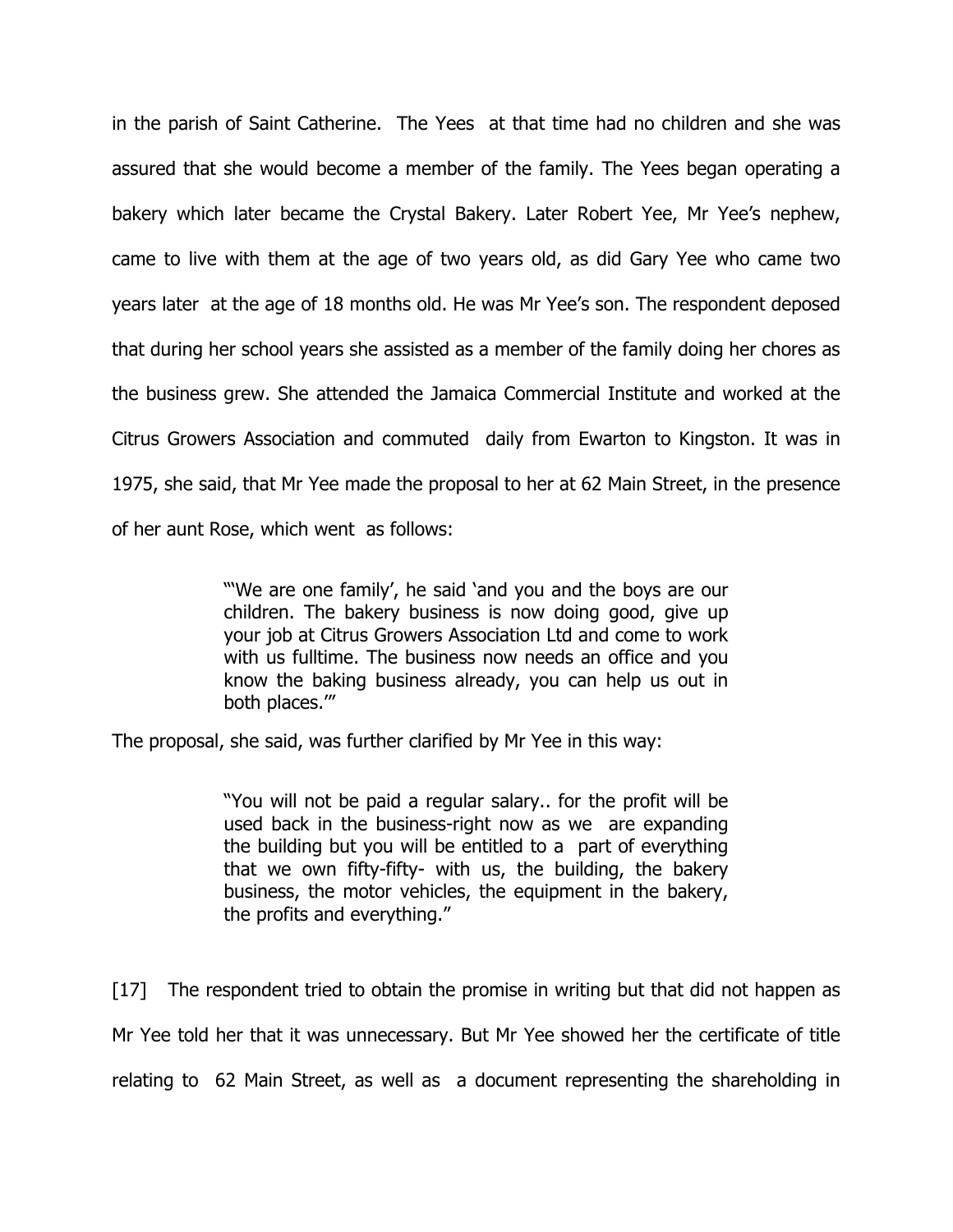in the parish of Saint Catherine. The Yees at that time had no children and she was assured that she would become a member of the family. The Yees began operating a bakery which later became the Crystal Bakery. Later Robert Yee, Mr Yee's nephew, came to live with them at the age of two years old, as did Gary Yee who came two years later at the age of 18 months old. He was Mr Yee's son. The respondent deposed that during her school years she assisted as a member of the family doing her chores as the business grew. She attended the Jamaica Commercial Institute and worked at the Citrus Growers Association and commuted daily from Ewarton to Kingston. It was in 1975, she said, that Mr Yee made the proposal to her at 62 Main Street, in the presence of her aunt Rose, which went as follows:

> "'We are one family', he said 'and you and the boys are our children. The bakery business is now doing good, give up your job at Citrus Growers Association Ltd and come to work with us fulltime. The business now needs an office and you know the baking business already, you can help us out in both places.'"

The proposal, she said, was further clarified by Mr Yee in this way:

> "You will not be paid a regular salary.. for the profit will be used back in the business-right now as we are expanding the building but you will be entitled to a part of everything that we own fifty-fifty- with us, the building, the bakery business, the motor vehicles, the equipment in the bakery, the profits and everything."

[17] The respondent tried to obtain the promise in writing but that did not happen as Mr Yee told her that it was unnecessary. But Mr Yee showed her the certificate of title relating to 62 Main Street, as well as a document representing the shareholding in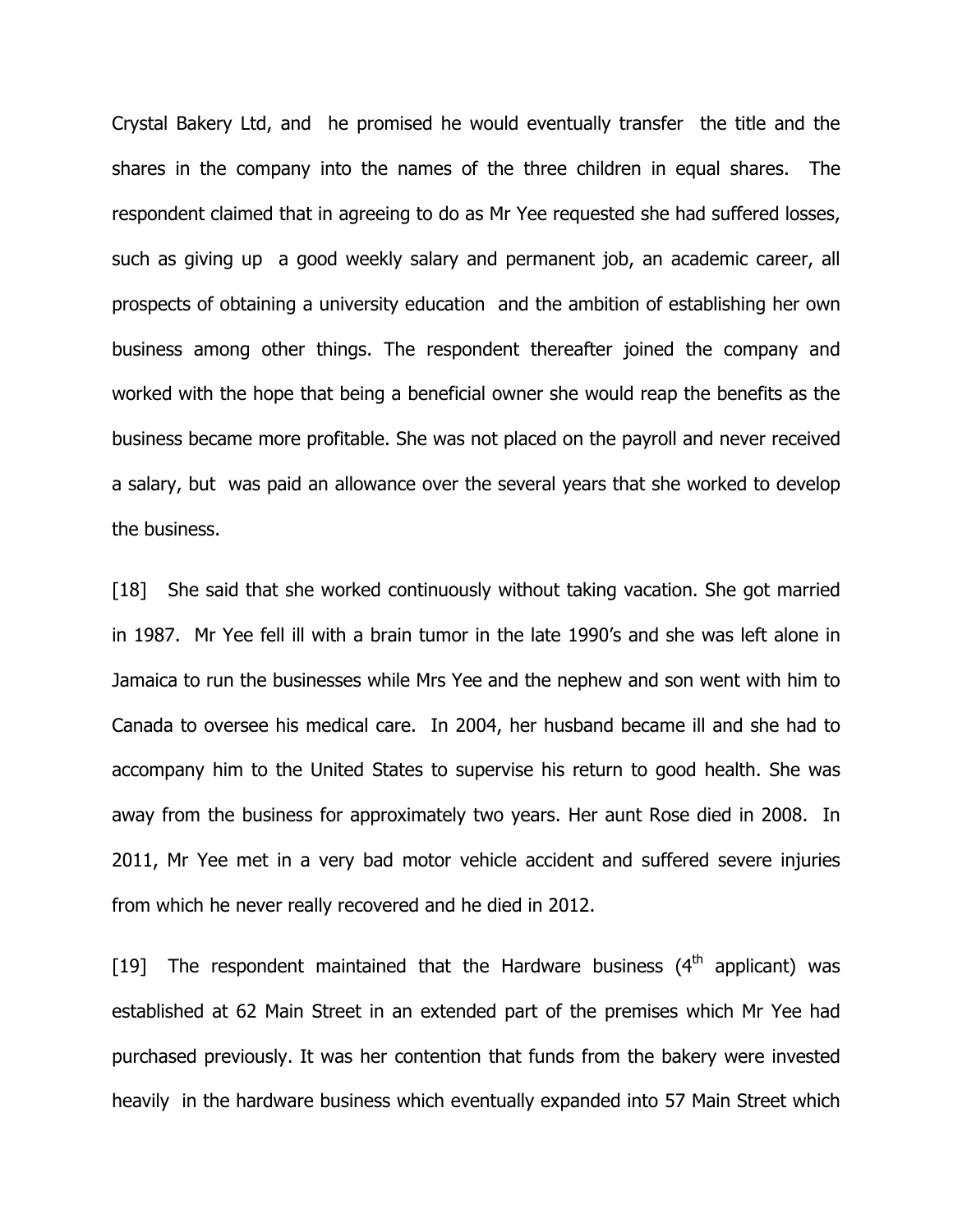Crystal Bakery Ltd, and he promised he would eventually transfer the title and the shares in the company into the names of the three children in equal shares. The respondent claimed that in agreeing to do as Mr Yee requested she had suffered losses, such as giving up a good weekly salary and permanent job, an academic career, all prospects of obtaining a university education and the ambition of establishing her own business among other things. The respondent thereafter joined the company and worked with the hope that being a beneficial owner she would reap the benefits as the business became more profitable. She was not placed on the payroll and never received a salary, but was paid an allowance over the several years that she worked to develop the business.

[18] She said that she worked continuously without taking vacation. She got married in 1987. Mr Yee fell ill with a brain tumor in the late 1990's and she was left alone in Jamaica to run the businesses while Mrs Yee and the nephew and son went with him to Canada to oversee his medical care. In 2004, her husband became ill and she had to accompany him to the United States to supervise his return to good health. She was away from the business for approximately two years. Her aunt Rose died in 2008. In 2011, Mr Yee met in a very bad motor vehicle accident and suffered severe injuries from which he never really recovered and he died in 2012.

[19] The respondent maintained that the Hardware business (4th applicant) was established at 62 Main Street in an extended part of the premises which Mr Yee had purchased previously. It was her contention that funds from the bakery were invested heavily in the hardware business which eventually expanded into 57 Main Street which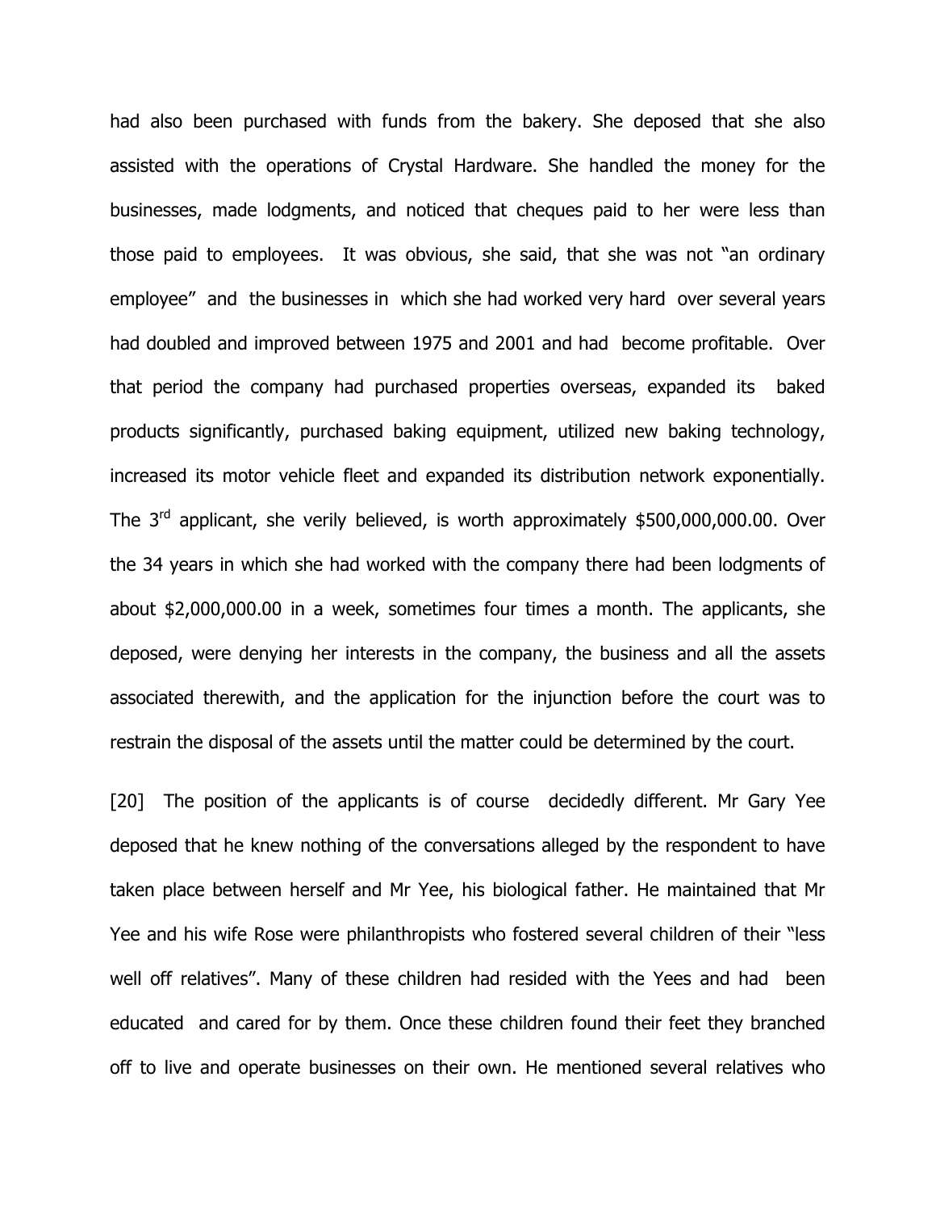had also been purchased with funds from the bakery. She deposed that she also assisted with the operations of Crystal Hardware. She handled the money for the businesses, made lodgments, and noticed that cheques paid to her were less than those paid to employees. It was obvious, she said, that she was not "an ordinary employee" and the businesses in which she had worked very hard over several years had doubled and improved between 1975 and 2001 and had become profitable. Over that period the company had purchased properties overseas, expanded its baked products significantly, purchased baking equipment, utilized new baking technology, increased its motor vehicle fleet and expanded its distribution network exponentially. The 3rd applicant, she verily believed, is worth approximately $500,000,000.00. Over the 34 years in which she had worked with the company there had been lodgments of about $2,000,000.00 in a week, sometimes four times a month. The applicants, she deposed, were denying her interests in the company, the business and all the assets associated therewith, and the application for the injunction before the court was to restrain the disposal of the assets until the matter could be determined by the court.

[20] The position of the applicants is of course decidedly different. Mr Gary Yee deposed that he knew nothing of the conversations alleged by the respondent to have taken place between herself and Mr Yee, his biological father. He maintained that Mr Yee and his wife Rose were philanthropists who fostered several children of their "less well off relatives". Many of these children had resided with the Yees and had been educated and cared for by them. Once these children found their feet they branched off to live and operate businesses on their own. He mentioned several relatives who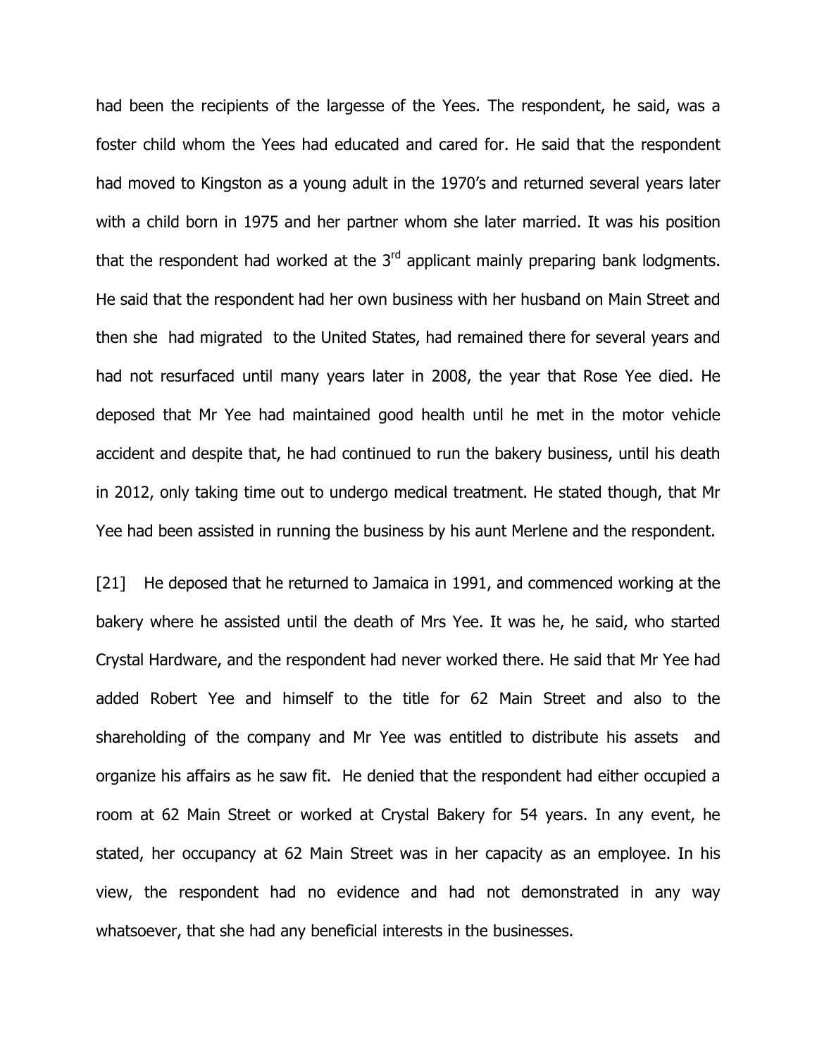had been the recipients of the largesse of the Yees. The respondent, he said, was a foster child whom the Yees had educated and cared for. He said that the respondent had moved to Kingston as a young adult in the 1970's and returned several years later with a child born in 1975 and her partner whom she later married. It was his position that the respondent had worked at the 3rd applicant mainly preparing bank lodgments. He said that the respondent had her own business with her husband on Main Street and then she had migrated to the United States, had remained there for several years and had not resurfaced until many years later in 2008, the year that Rose Yee died. He deposed that Mr Yee had maintained good health until he met in the motor vehicle accident and despite that, he had continued to run the bakery business, until his death in 2012, only taking time out to undergo medical treatment. He stated though, that Mr Yee had been assisted in running the business by his aunt Merlene and the respondent.

[21] He deposed that he returned to Jamaica in 1991, and commenced working at the bakery where he assisted until the death of Mrs Yee. It was he, he said, who started Crystal Hardware, and the respondent had never worked there. He said that Mr Yee had added Robert Yee and himself to the title for 62 Main Street and also to the shareholding of the company and Mr Yee was entitled to distribute his assets and organize his affairs as he saw fit. He denied that the respondent had either occupied a room at 62 Main Street or worked at Crystal Bakery for 54 years. In any event, he stated, her occupancy at 62 Main Street was in her capacity as an employee. In his view, the respondent had no evidence and had not demonstrated in any way whatsoever, that she had any beneficial interests in the businesses.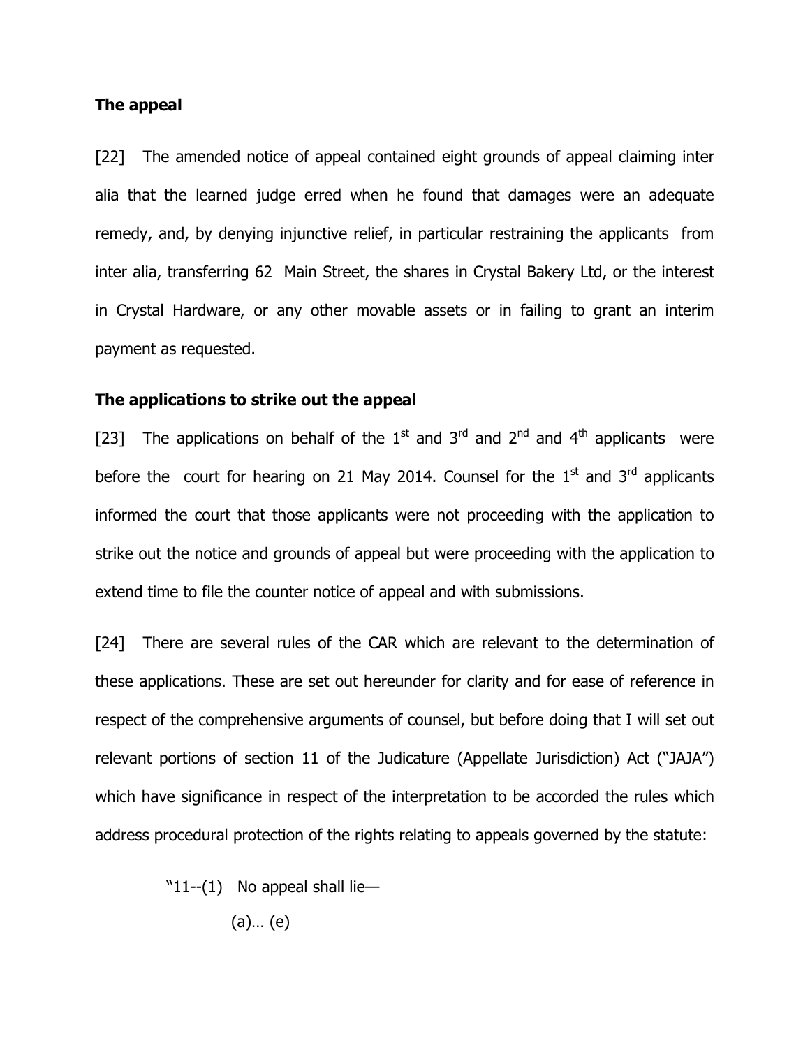### The appeal

[22] The amended notice of appeal contained eight grounds of appeal claiming inter alia that the learned judge erred when he found that damages were an adequate remedy, and, by denying injunctive relief, in particular restraining the applicants from inter alia, transferring 62 Main Street, the shares in Crystal Bakery Ltd, or the interest in Crystal Hardware, or any other movable assets or in failing to grant an interim payment as requested.

### The applications to strike out the appeal

[23] The applications on behalf of the 1st and 3rd and 2nd and 4th applicants were before the court for hearing on 21 May 2014. Counsel for the 1st and 3rd applicants informed the court that those applicants were not proceeding with the application to strike out the notice and grounds of appeal but were proceeding with the application to extend time to file the counter notice of appeal and with submissions.

[24] There are several rules of the CAR which are relevant to the determination of these applications. These are set out hereunder for clarity and for ease of reference in respect of the comprehensive arguments of counsel, but before doing that I will set out relevant portions of section 11 of the Judicature (Appellate Jurisdiction) Act ("JAJA") which have significance in respect of the interpretation to be accorded the rules which address procedural protection of the rights relating to appeals governed by the statute:

> "11--(1) No appeal shall lie—
>
> (a)… (e)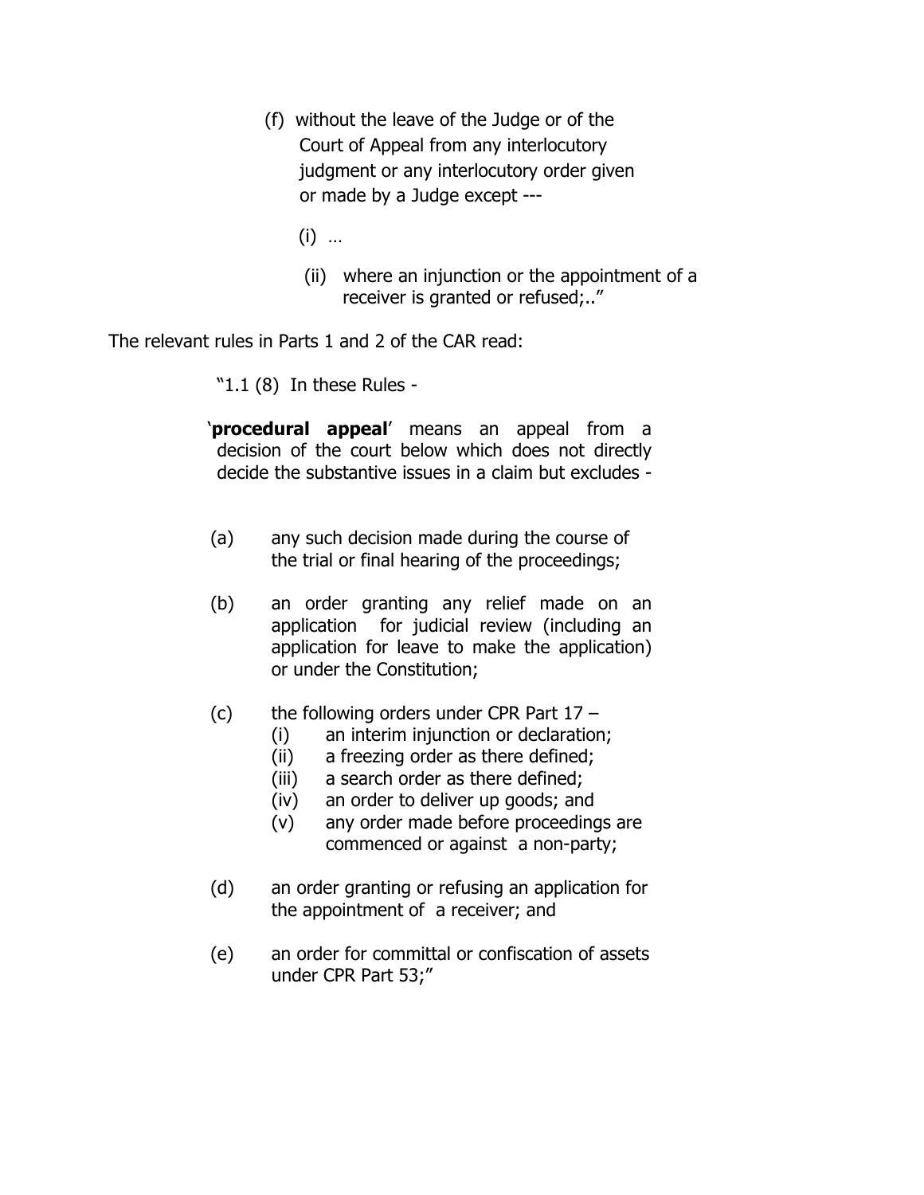> (f) without the leave of the Judge or of the Court of Appeal from any interlocutory judgment or any interlocutory order given or made by a Judge except ---
>
> (i) …
>
> (ii) where an injunction or the appointment of a receiver is granted or refused;.."

The relevant rules in Parts 1 and 2 of the CAR read:

> "1.1 (8) In these Rules -
>
> '**procedural appeal**' means an appeal from a decision of the court below which does not directly decide the substantive issues in a claim but excludes -
>
> (a) any such decision made during the course of the trial or final hearing of the proceedings;
>
> (b) an order granting any relief made on an application for judicial review (including an application for leave to make the application) or under the Constitution;
>
> (c) the following orders under CPR Part 17 –
>   (i) an interim injunction or declaration;
>   (ii) a freezing order as there defined;
>   (iii) a search order as there defined;
>   (iv) an order to deliver up goods; and
>   (v) any order made before proceedings are commenced or against a non-party;
>
> (d) an order granting or refusing an application for the appointment of a receiver; and
>
> (e) an order for committal or confiscation of assets under CPR Part 53;"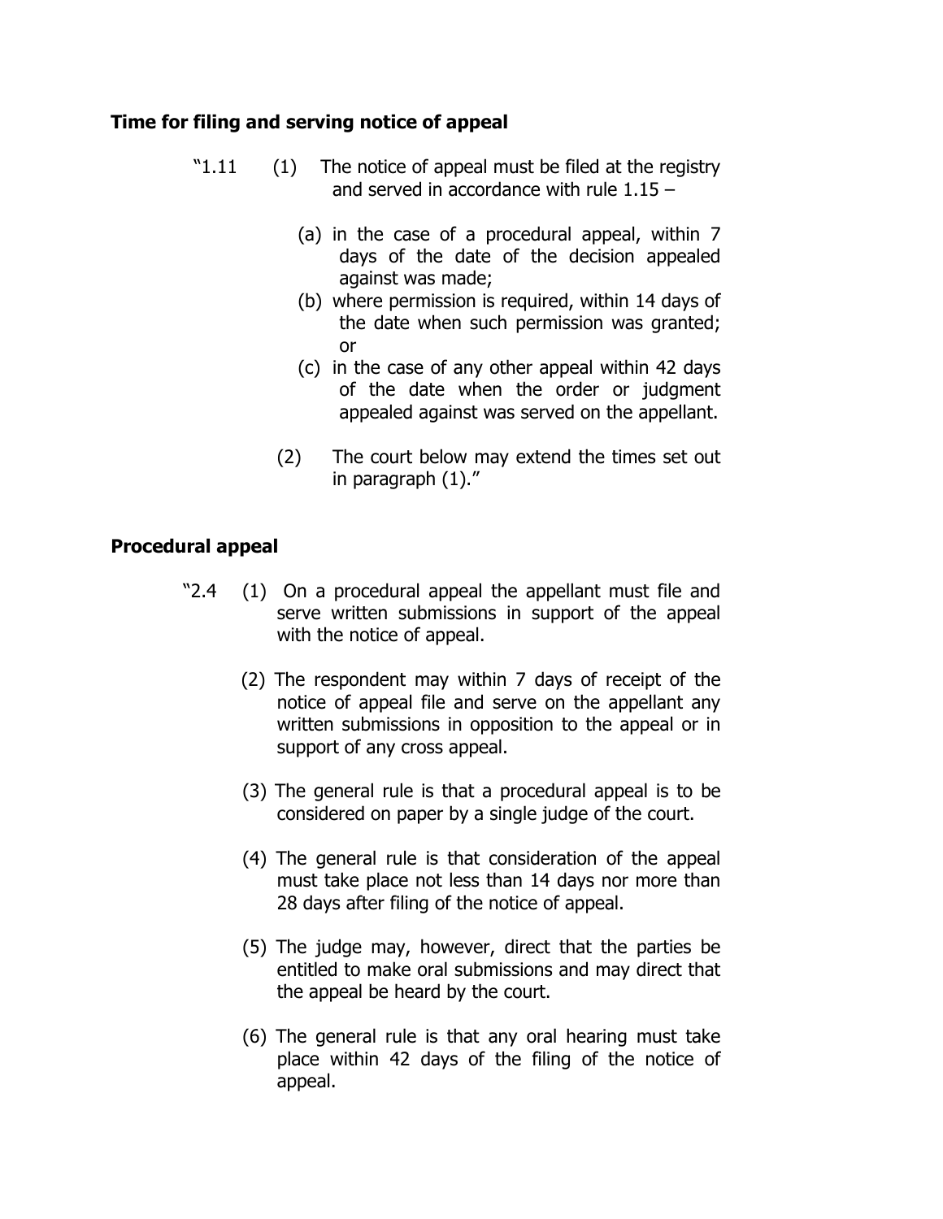**Time for filing and serving notice of appeal**

"1.11 (1) The notice of appeal must be filed at the registry and served in accordance with rule 1.15 –

(a) in the case of a procedural appeal, within 7 days of the date of the decision appealed against was made;

(b) where permission is required, within 14 days of the date when such permission was granted; or

(c) in the case of any other appeal within 42 days of the date when the order or judgment appealed against was served on the appellant.

(2) The court below may extend the times set out in paragraph (1)."

**Procedural appeal**

"2.4 (1) On a procedural appeal the appellant must file and serve written submissions in support of the appeal with the notice of appeal.

(2) The respondent may within 7 days of receipt of the notice of appeal file and serve on the appellant any written submissions in opposition to the appeal or in support of any cross appeal.

(3) The general rule is that a procedural appeal is to be considered on paper by a single judge of the court.

(4) The general rule is that consideration of the appeal must take place not less than 14 days nor more than 28 days after filing of the notice of appeal.

(5) The judge may, however, direct that the parties be entitled to make oral submissions and may direct that the appeal be heard by the court.

(6) The general rule is that any oral hearing must take place within 42 days of the filing of the notice of appeal.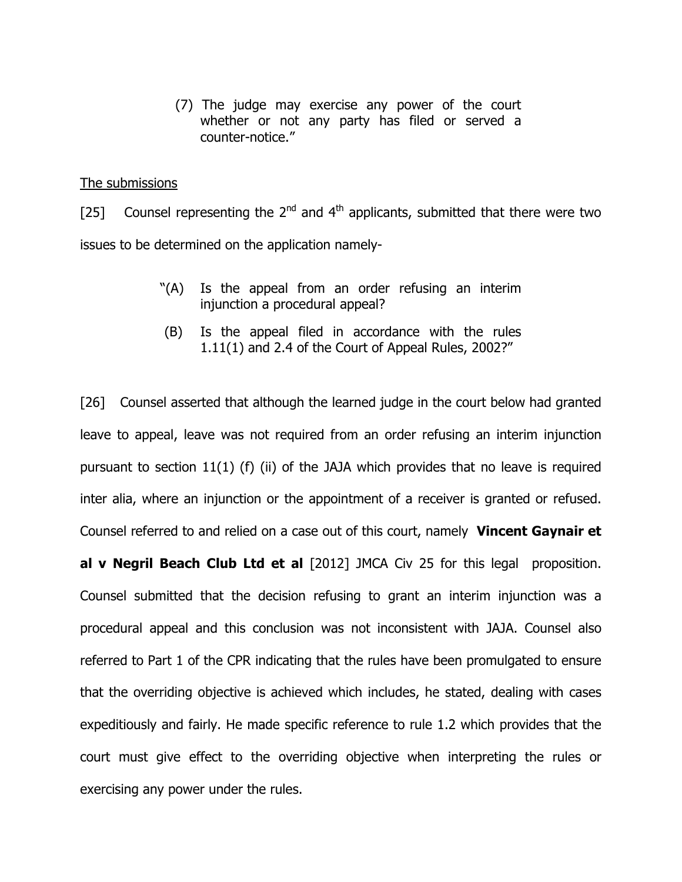> (7) The judge may exercise any power of the court whether or not any party has filed or served a counter-notice."

The submissions

[25] Counsel representing the 2nd and 4th applicants, submitted that there were two issues to be determined on the application namely-

> "(A) Is the appeal from an order refusing an interim injunction a procedural appeal?
>
> (B) Is the appeal filed in accordance with the rules 1.11(1) and 2.4 of the Court of Appeal Rules, 2002?"

[26] Counsel asserted that although the learned judge in the court below had granted leave to appeal, leave was not required from an order refusing an interim injunction pursuant to section 11(1) (f) (ii) of the JAJA which provides that no leave is required inter alia, where an injunction or the appointment of a receiver is granted or refused. Counsel referred to and relied on a case out of this court, namely **Vincent Gaynair et al v Negril Beach Club Ltd et al** [2012] JMCA Civ 25 for this legal proposition. Counsel submitted that the decision refusing to grant an interim injunction was a procedural appeal and this conclusion was not inconsistent with JAJA. Counsel also referred to Part 1 of the CPR indicating that the rules have been promulgated to ensure that the overriding objective is achieved which includes, he stated, dealing with cases expeditiously and fairly. He made specific reference to rule 1.2 which provides that the court must give effect to the overriding objective when interpreting the rules or exercising any power under the rules.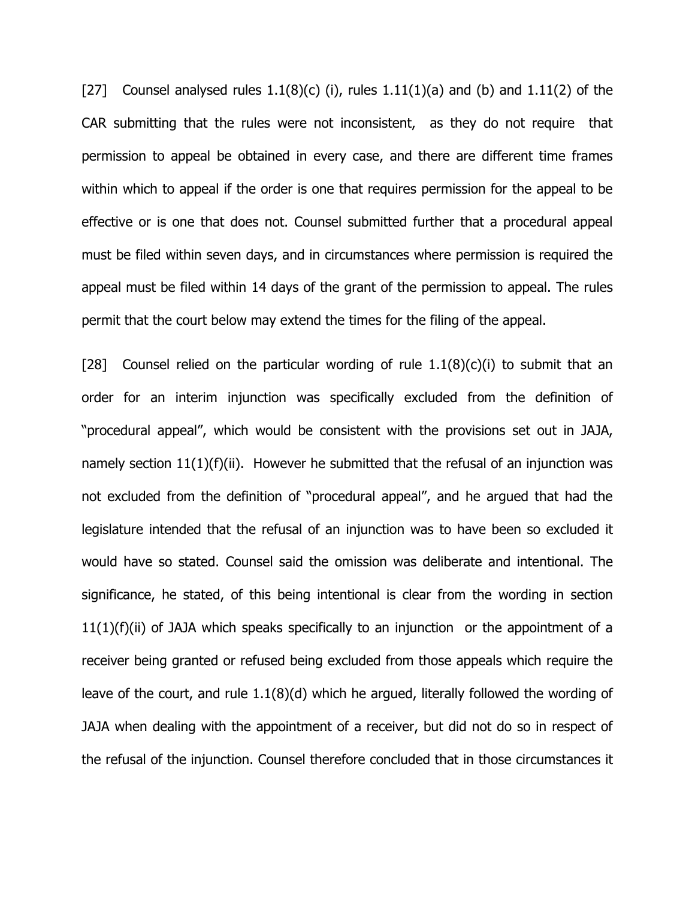[27] Counsel analysed rules 1.1(8)(c) (i), rules 1.11(1)(a) and (b) and 1.11(2) of the CAR submitting that the rules were not inconsistent, as they do not require that permission to appeal be obtained in every case, and there are different time frames within which to appeal if the order is one that requires permission for the appeal to be effective or is one that does not. Counsel submitted further that a procedural appeal must be filed within seven days, and in circumstances where permission is required the appeal must be filed within 14 days of the grant of the permission to appeal. The rules permit that the court below may extend the times for the filing of the appeal.

[28] Counsel relied on the particular wording of rule 1.1(8)(c)(i) to submit that an order for an interim injunction was specifically excluded from the definition of "procedural appeal", which would be consistent with the provisions set out in JAJA, namely section 11(1)(f)(ii). However he submitted that the refusal of an injunction was not excluded from the definition of "procedural appeal", and he argued that had the legislature intended that the refusal of an injunction was to have been so excluded it would have so stated. Counsel said the omission was deliberate and intentional. The significance, he stated, of this being intentional is clear from the wording in section 11(1)(f)(ii) of JAJA which speaks specifically to an injunction or the appointment of a receiver being granted or refused being excluded from those appeals which require the leave of the court, and rule 1.1(8)(d) which he argued, literally followed the wording of JAJA when dealing with the appointment of a receiver, but did not do so in respect of the refusal of the injunction. Counsel therefore concluded that in those circumstances it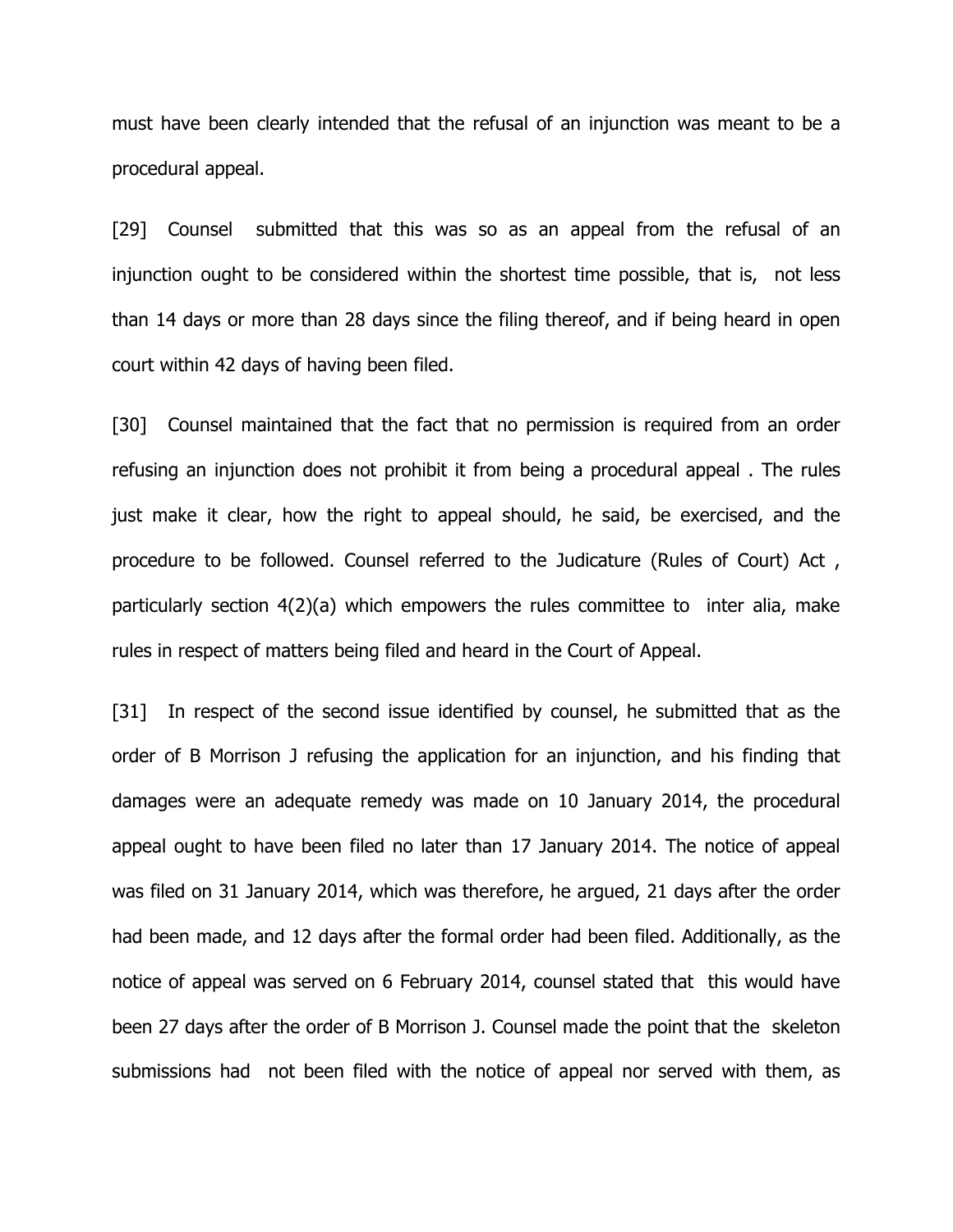must have been clearly intended that the refusal of an injunction was meant to be a procedural appeal.

[29] Counsel submitted that this was so as an appeal from the refusal of an injunction ought to be considered within the shortest time possible, that is, not less than 14 days or more than 28 days since the filing thereof, and if being heard in open court within 42 days of having been filed.

[30] Counsel maintained that the fact that no permission is required from an order refusing an injunction does not prohibit it from being a procedural appeal . The rules just make it clear, how the right to appeal should, he said, be exercised, and the procedure to be followed. Counsel referred to the Judicature (Rules of Court) Act , particularly section 4(2)(a) which empowers the rules committee to inter alia, make rules in respect of matters being filed and heard in the Court of Appeal.

[31] In respect of the second issue identified by counsel, he submitted that as the order of B Morrison J refusing the application for an injunction, and his finding that damages were an adequate remedy was made on 10 January 2014, the procedural appeal ought to have been filed no later than 17 January 2014. The notice of appeal was filed on 31 January 2014, which was therefore, he argued, 21 days after the order had been made, and 12 days after the formal order had been filed. Additionally, as the notice of appeal was served on 6 February 2014, counsel stated that this would have been 27 days after the order of B Morrison J. Counsel made the point that the skeleton submissions had not been filed with the notice of appeal nor served with them, as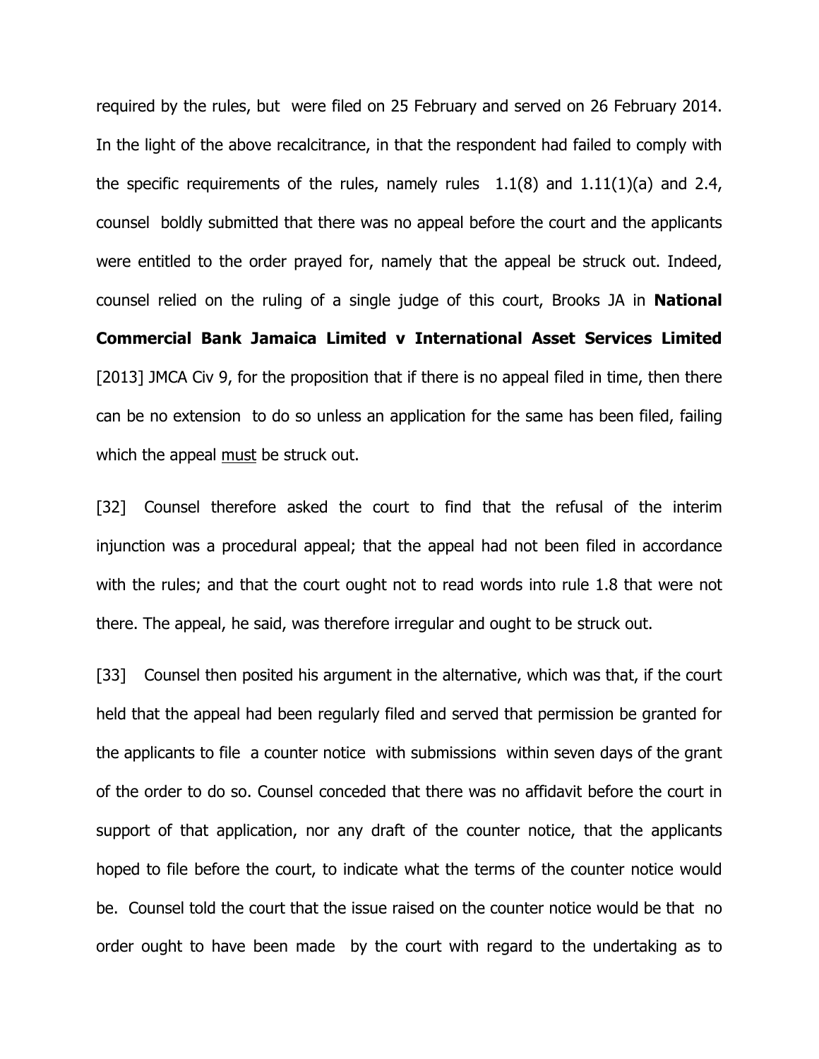required by the rules, but were filed on 25 February and served on 26 February 2014. In the light of the above recalcitrance, in that the respondent had failed to comply with the specific requirements of the rules, namely rules 1.1(8) and 1.11(1)(a) and 2.4, counsel boldly submitted that there was no appeal before the court and the applicants were entitled to the order prayed for, namely that the appeal be struck out. Indeed, counsel relied on the ruling of a single judge of this court, Brooks JA in **National Commercial Bank Jamaica Limited v International Asset Services Limited** [2013] JMCA Civ 9, for the proposition that if there is no appeal filed in time, then there can be no extension to do so unless an application for the same has been filed, failing which the appeal <u>must</u> be struck out.

[32] Counsel therefore asked the court to find that the refusal of the interim injunction was a procedural appeal; that the appeal had not been filed in accordance with the rules; and that the court ought not to read words into rule 1.8 that were not there. The appeal, he said, was therefore irregular and ought to be struck out.

[33] Counsel then posited his argument in the alternative, which was that, if the court held that the appeal had been regularly filed and served that permission be granted for the applicants to file a counter notice with submissions within seven days of the grant of the order to do so. Counsel conceded that there was no affidavit before the court in support of that application, nor any draft of the counter notice, that the applicants hoped to file before the court, to indicate what the terms of the counter notice would be. Counsel told the court that the issue raised on the counter notice would be that no order ought to have been made by the court with regard to the undertaking as to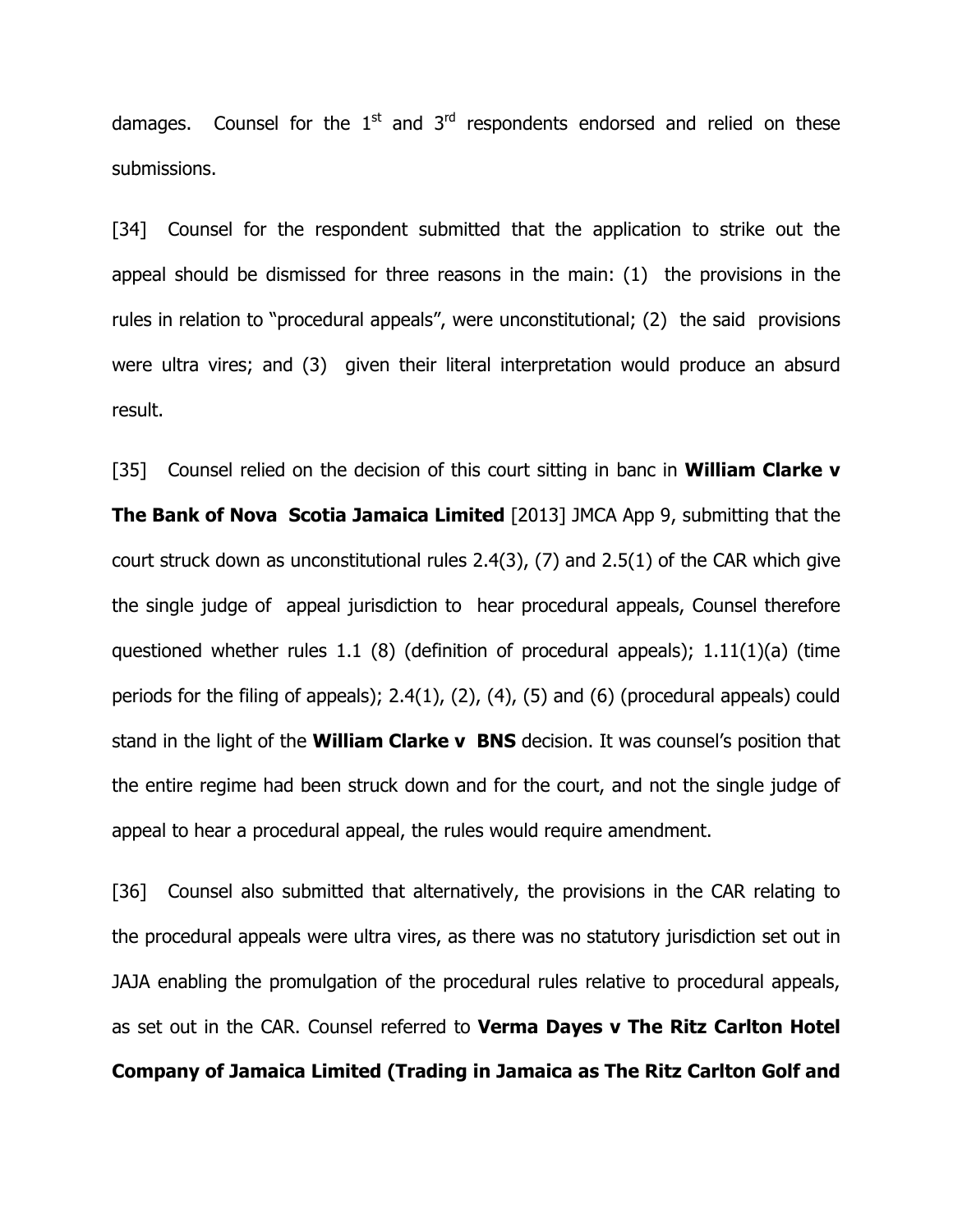damages. Counsel for the 1st and 3rd respondents endorsed and relied on these submissions.

[34] Counsel for the respondent submitted that the application to strike out the appeal should be dismissed for three reasons in the main: (1) the provisions in the rules in relation to "procedural appeals", were unconstitutional; (2) the said provisions were ultra vires; and (3) given their literal interpretation would produce an absurd result.

[35] Counsel relied on the decision of this court sitting in banc in **William Clarke v The Bank of Nova Scotia Jamaica Limited** [2013] JMCA App 9, submitting that the court struck down as unconstitutional rules 2.4(3), (7) and 2.5(1) of the CAR which give the single judge of appeal jurisdiction to hear procedural appeals, Counsel therefore questioned whether rules 1.1 (8) (definition of procedural appeals); 1.11(1)(a) (time periods for the filing of appeals); 2.4(1), (2), (4), (5) and (6) (procedural appeals) could stand in the light of the **William Clarke v BNS** decision. It was counsel's position that the entire regime had been struck down and for the court, and not the single judge of appeal to hear a procedural appeal, the rules would require amendment.

[36] Counsel also submitted that alternatively, the provisions in the CAR relating to the procedural appeals were ultra vires, as there was no statutory jurisdiction set out in JAJA enabling the promulgation of the procedural rules relative to procedural appeals, as set out in the CAR. Counsel referred to **Verma Dayes v The Ritz Carlton Hotel Company of Jamaica Limited (Trading in Jamaica as The Ritz Carlton Golf and**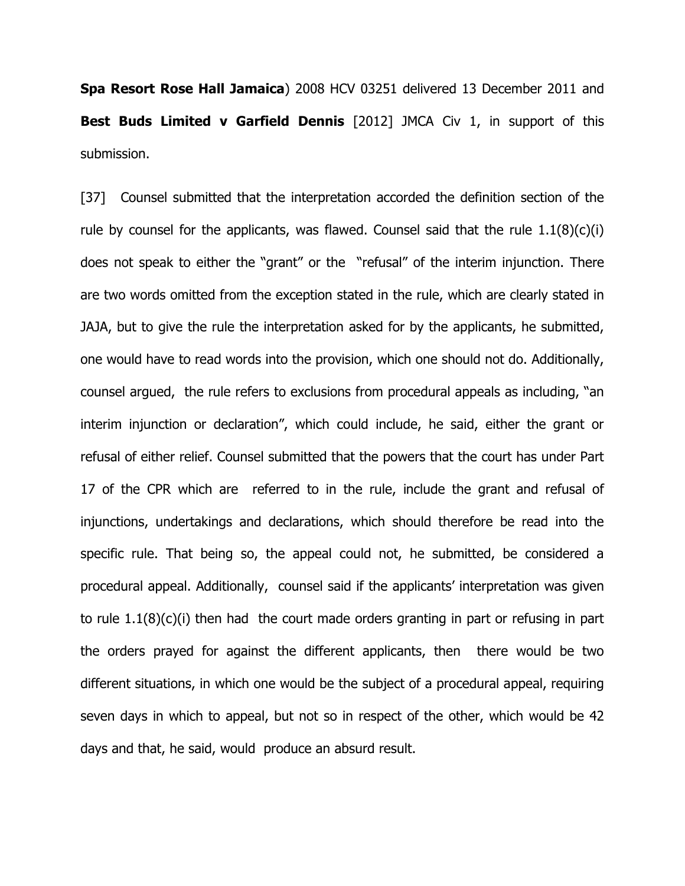**Spa Resort Rose Hall Jamaica**) 2008 HCV 03251 delivered 13 December 2011 and **Best Buds Limited v Garfield Dennis** [2012] JMCA Civ 1, in support of this submission.

[37] Counsel submitted that the interpretation accorded the definition section of the rule by counsel for the applicants, was flawed. Counsel said that the rule 1.1(8)(c)(i) does not speak to either the "grant" or the "refusal" of the interim injunction. There are two words omitted from the exception stated in the rule, which are clearly stated in JAJA, but to give the rule the interpretation asked for by the applicants, he submitted, one would have to read words into the provision, which one should not do. Additionally, counsel argued, the rule refers to exclusions from procedural appeals as including, "an interim injunction or declaration", which could include, he said, either the grant or refusal of either relief. Counsel submitted that the powers that the court has under Part 17 of the CPR which are referred to in the rule, include the grant and refusal of injunctions, undertakings and declarations, which should therefore be read into the specific rule. That being so, the appeal could not, he submitted, be considered a procedural appeal. Additionally, counsel said if the applicants' interpretation was given to rule 1.1(8)(c)(i) then had the court made orders granting in part or refusing in part the orders prayed for against the different applicants, then there would be two different situations, in which one would be the subject of a procedural appeal, requiring seven days in which to appeal, but not so in respect of the other, which would be 42 days and that, he said, would produce an absurd result.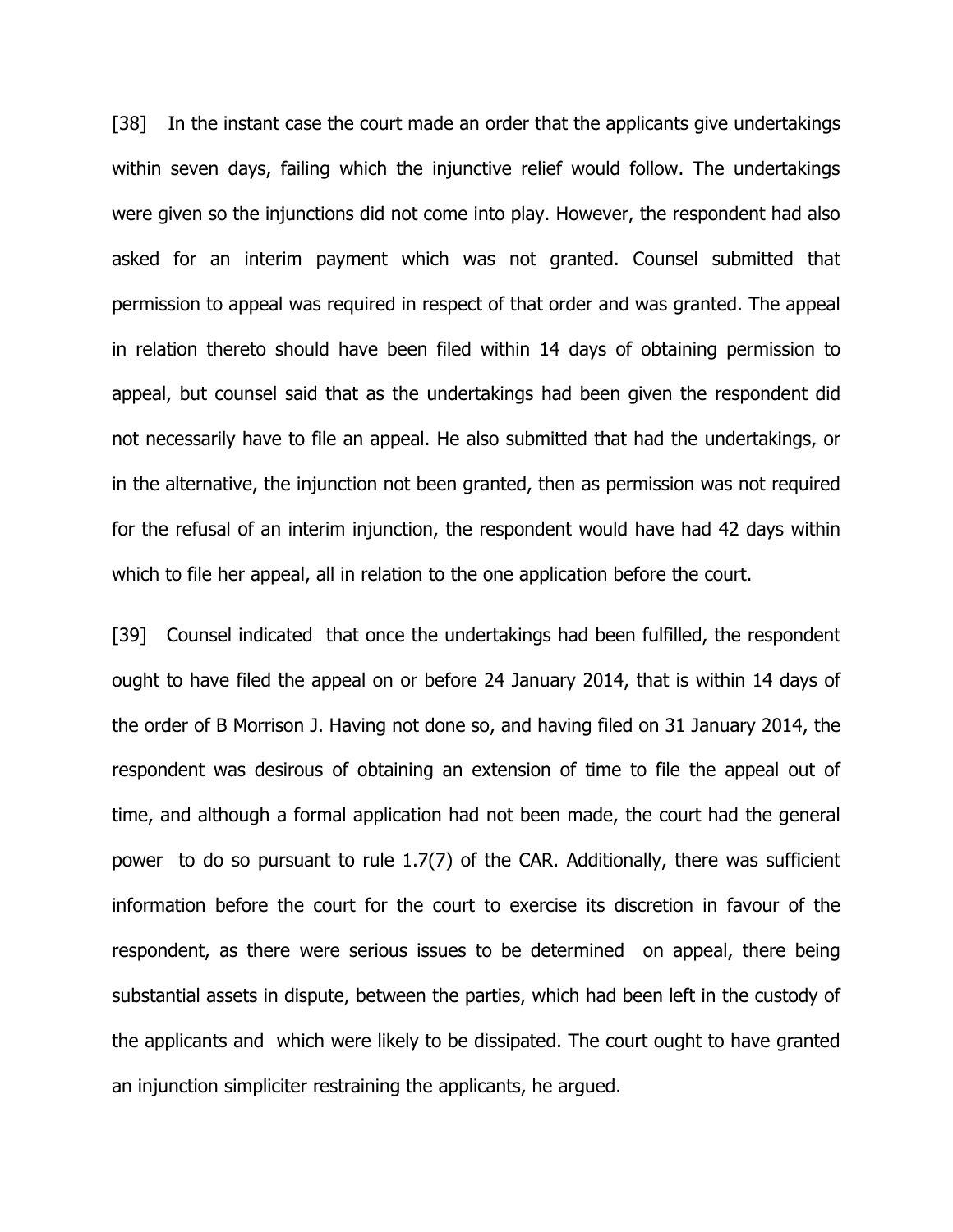[38] In the instant case the court made an order that the applicants give undertakings within seven days, failing which the injunctive relief would follow. The undertakings were given so the injunctions did not come into play. However, the respondent had also asked for an interim payment which was not granted. Counsel submitted that permission to appeal was required in respect of that order and was granted. The appeal in relation thereto should have been filed within 14 days of obtaining permission to appeal, but counsel said that as the undertakings had been given the respondent did not necessarily have to file an appeal. He also submitted that had the undertakings, or in the alternative, the injunction not been granted, then as permission was not required for the refusal of an interim injunction, the respondent would have had 42 days within which to file her appeal, all in relation to the one application before the court.

[39] Counsel indicated that once the undertakings had been fulfilled, the respondent ought to have filed the appeal on or before 24 January 2014, that is within 14 days of the order of B Morrison J. Having not done so, and having filed on 31 January 2014, the respondent was desirous of obtaining an extension of time to file the appeal out of time, and although a formal application had not been made, the court had the general power to do so pursuant to rule 1.7(7) of the CAR. Additionally, there was sufficient information before the court for the court to exercise its discretion in favour of the respondent, as there were serious issues to be determined on appeal, there being substantial assets in dispute, between the parties, which had been left in the custody of the applicants and which were likely to be dissipated. The court ought to have granted an injunction simpliciter restraining the applicants, he argued.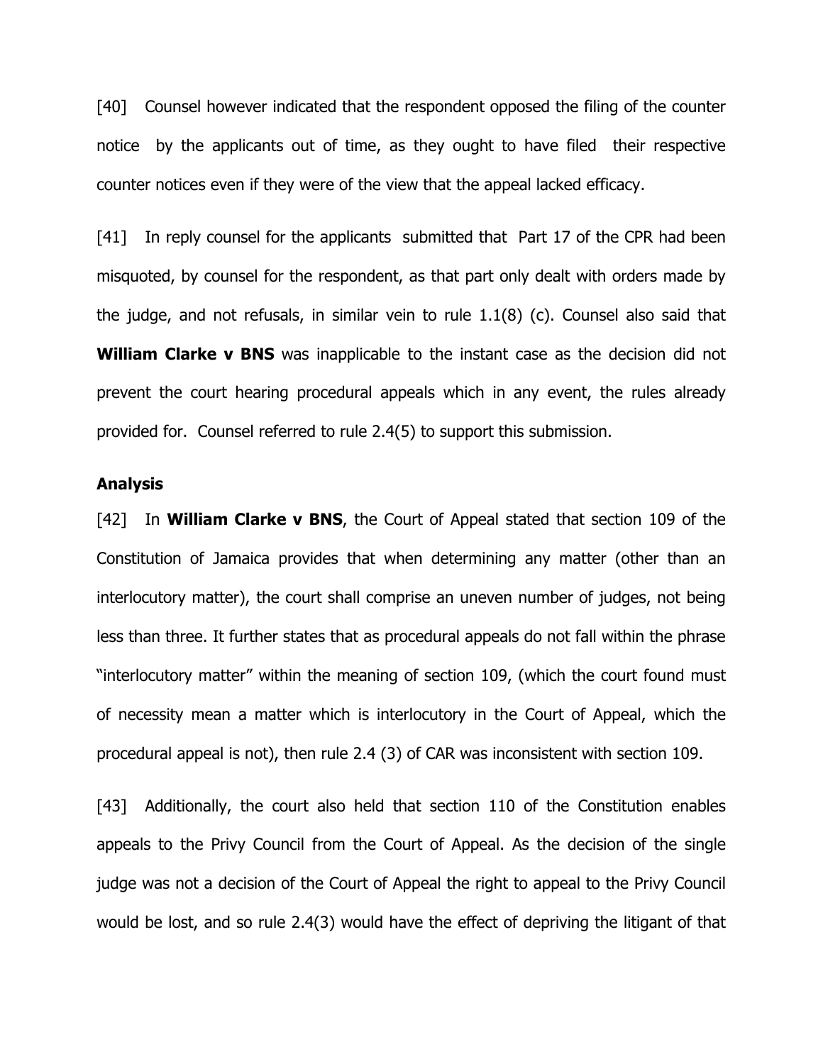[40] Counsel however indicated that the respondent opposed the filing of the counter notice by the applicants out of time, as they ought to have filed their respective counter notices even if they were of the view that the appeal lacked efficacy.

[41] In reply counsel for the applicants submitted that Part 17 of the CPR had been misquoted, by counsel for the respondent, as that part only dealt with orders made by the judge, and not refusals, in similar vein to rule 1.1(8) (c). Counsel also said that **William Clarke v BNS** was inapplicable to the instant case as the decision did not prevent the court hearing procedural appeals which in any event, the rules already provided for. Counsel referred to rule 2.4(5) to support this submission.

### Analysis

[42] In **William Clarke v BNS**, the Court of Appeal stated that section 109 of the Constitution of Jamaica provides that when determining any matter (other than an interlocutory matter), the court shall comprise an uneven number of judges, not being less than three. It further states that as procedural appeals do not fall within the phrase "interlocutory matter" within the meaning of section 109, (which the court found must of necessity mean a matter which is interlocutory in the Court of Appeal, which the procedural appeal is not), then rule 2.4 (3) of CAR was inconsistent with section 109.

[43] Additionally, the court also held that section 110 of the Constitution enables appeals to the Privy Council from the Court of Appeal. As the decision of the single judge was not a decision of the Court of Appeal the right to appeal to the Privy Council would be lost, and so rule 2.4(3) would have the effect of depriving the litigant of that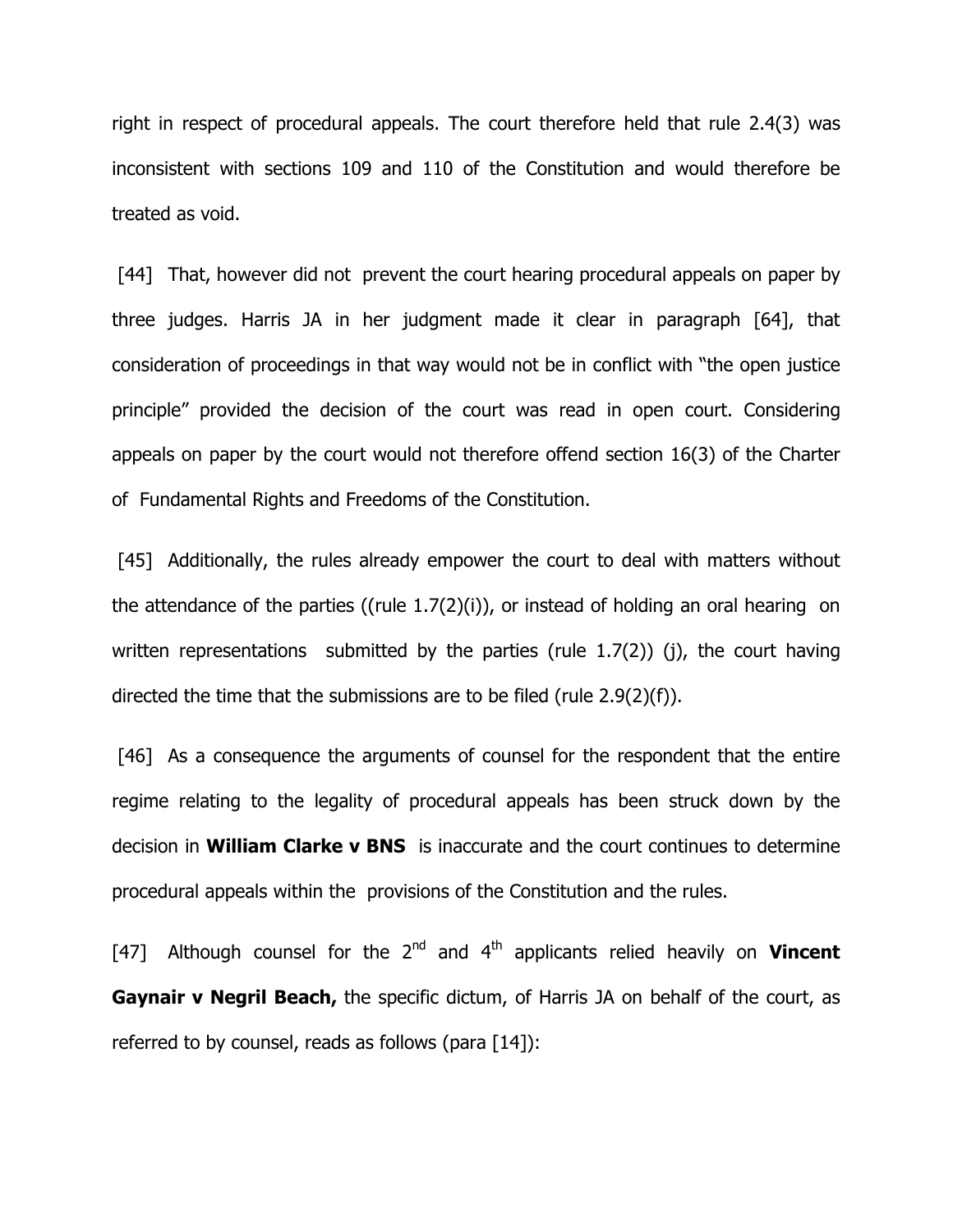right in respect of procedural appeals. The court therefore held that rule 2.4(3) was inconsistent with sections 109 and 110 of the Constitution and would therefore be treated as void.

[44] That, however did not prevent the court hearing procedural appeals on paper by three judges. Harris JA in her judgment made it clear in paragraph [64], that consideration of proceedings in that way would not be in conflict with "the open justice principle" provided the decision of the court was read in open court. Considering appeals on paper by the court would not therefore offend section 16(3) of the Charter of Fundamental Rights and Freedoms of the Constitution.

[45] Additionally, the rules already empower the court to deal with matters without the attendance of the parties ((rule 1.7(2)(i)), or instead of holding an oral hearing on written representations submitted by the parties (rule 1.7(2)) (j), the court having directed the time that the submissions are to be filed (rule 2.9(2)(f)).

[46] As a consequence the arguments of counsel for the respondent that the entire regime relating to the legality of procedural appeals has been struck down by the decision in **William Clarke v BNS** is inaccurate and the court continues to determine procedural appeals within the provisions of the Constitution and the rules.

[47] Although counsel for the 2nd and 4th applicants relied heavily on **Vincent Gaynair v Negril Beach,** the specific dictum, of Harris JA on behalf of the court, as referred to by counsel, reads as follows (para [14]):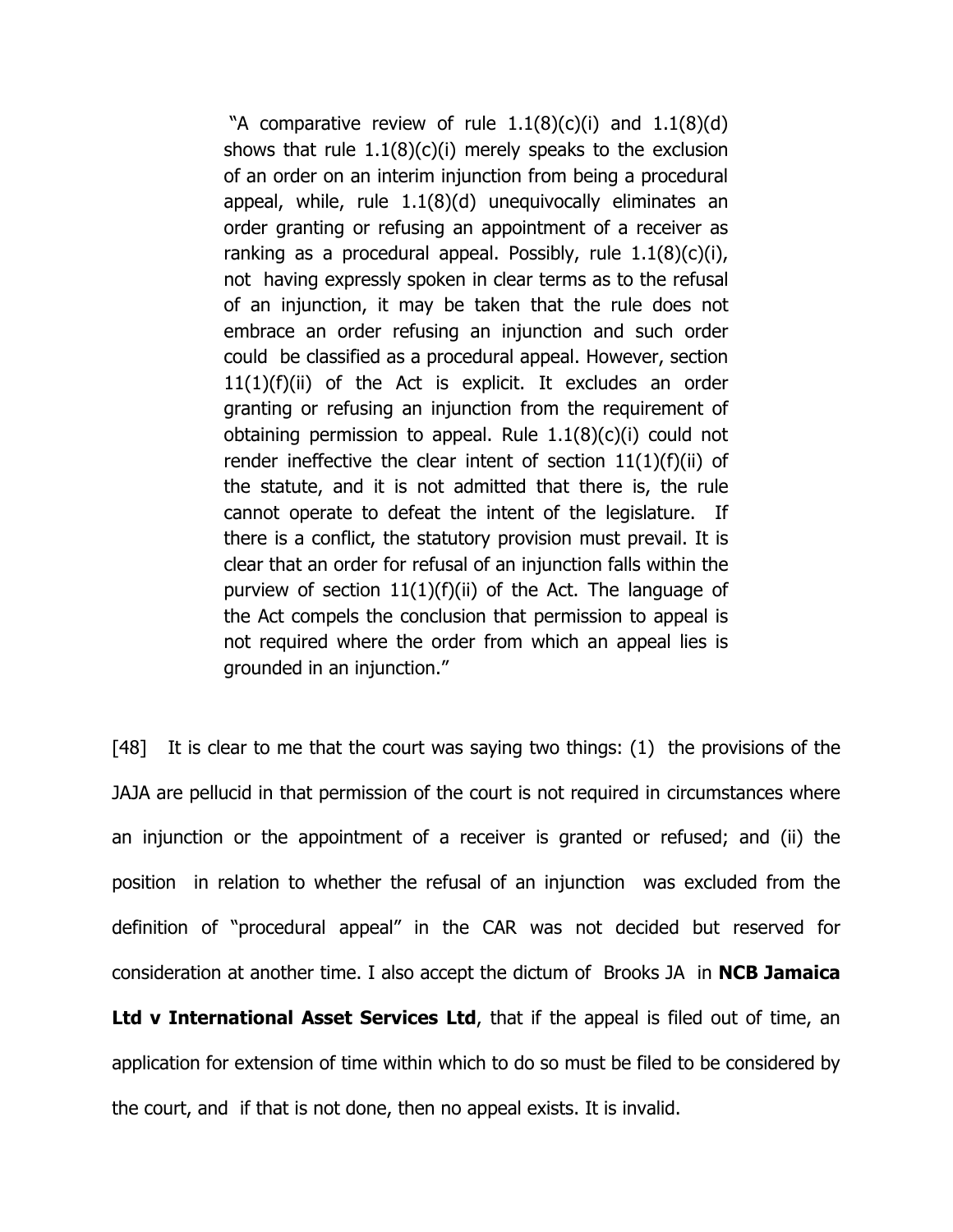> "A comparative review of rule 1.1(8)(c)(i) and 1.1(8)(d) shows that rule 1.1(8)(c)(i) merely speaks to the exclusion of an order on an interim injunction from being a procedural appeal, while, rule 1.1(8)(d) unequivocally eliminates an order granting or refusing an appointment of a receiver as ranking as a procedural appeal. Possibly, rule 1.1(8)(c)(i), not having expressly spoken in clear terms as to the refusal of an injunction, it may be taken that the rule does not embrace an order refusing an injunction and such order could be classified as a procedural appeal. However, section 11(1)(f)(ii) of the Act is explicit. It excludes an order granting or refusing an injunction from the requirement of obtaining permission to appeal. Rule 1.1(8)(c)(i) could not render ineffective the clear intent of section 11(1)(f)(ii) of the statute, and it is not admitted that there is, the rule cannot operate to defeat the intent of the legislature. If there is a conflict, the statutory provision must prevail. It is clear that an order for refusal of an injunction falls within the purview of section 11(1)(f)(ii) of the Act. The language of the Act compels the conclusion that permission to appeal is not required where the order from which an appeal lies is grounded in an injunction."

[48] It is clear to me that the court was saying two things: (1) the provisions of the JAJA are pellucid in that permission of the court is not required in circumstances where an injunction or the appointment of a receiver is granted or refused; and (ii) the position in relation to whether the refusal of an injunction was excluded from the definition of "procedural appeal" in the CAR was not decided but reserved for consideration at another time. I also accept the dictum of Brooks JA in **NCB Jamaica Ltd v International Asset Services Ltd**, that if the appeal is filed out of time, an application for extension of time within which to do so must be filed to be considered by the court, and if that is not done, then no appeal exists. It is invalid.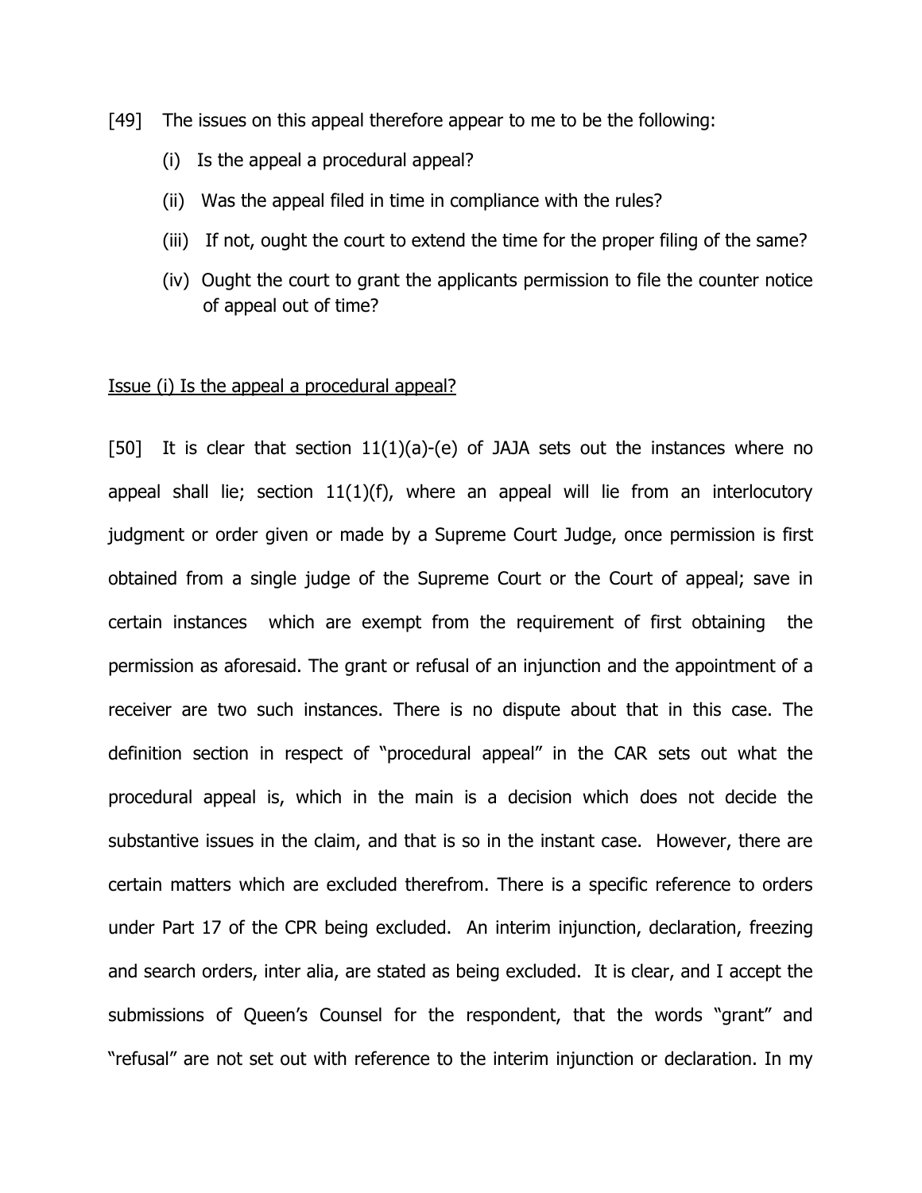[49] The issues on this appeal therefore appear to me to be the following:

(i) Is the appeal a procedural appeal?

(ii) Was the appeal filed in time in compliance with the rules?

(iii) If not, ought the court to extend the time for the proper filing of the same?

(iv) Ought the court to grant the applicants permission to file the counter notice of appeal out of time?

<u>Issue (i) Is the appeal a procedural appeal?</u>

[50] It is clear that section 11(1)(a)-(e) of JAJA sets out the instances where no appeal shall lie; section 11(1)(f), where an appeal will lie from an interlocutory judgment or order given or made by a Supreme Court Judge, once permission is first obtained from a single judge of the Supreme Court or the Court of appeal; save in certain instances which are exempt from the requirement of first obtaining the permission as aforesaid. The grant or refusal of an injunction and the appointment of a receiver are two such instances. There is no dispute about that in this case. The definition section in respect of "procedural appeal" in the CAR sets out what the procedural appeal is, which in the main is a decision which does not decide the substantive issues in the claim, and that is so in the instant case. However, there are certain matters which are excluded therefrom. There is a specific reference to orders under Part 17 of the CPR being excluded. An interim injunction, declaration, freezing and search orders, inter alia, are stated as being excluded. It is clear, and I accept the submissions of Queen's Counsel for the respondent, that the words "grant" and "refusal" are not set out with reference to the interim injunction or declaration. In my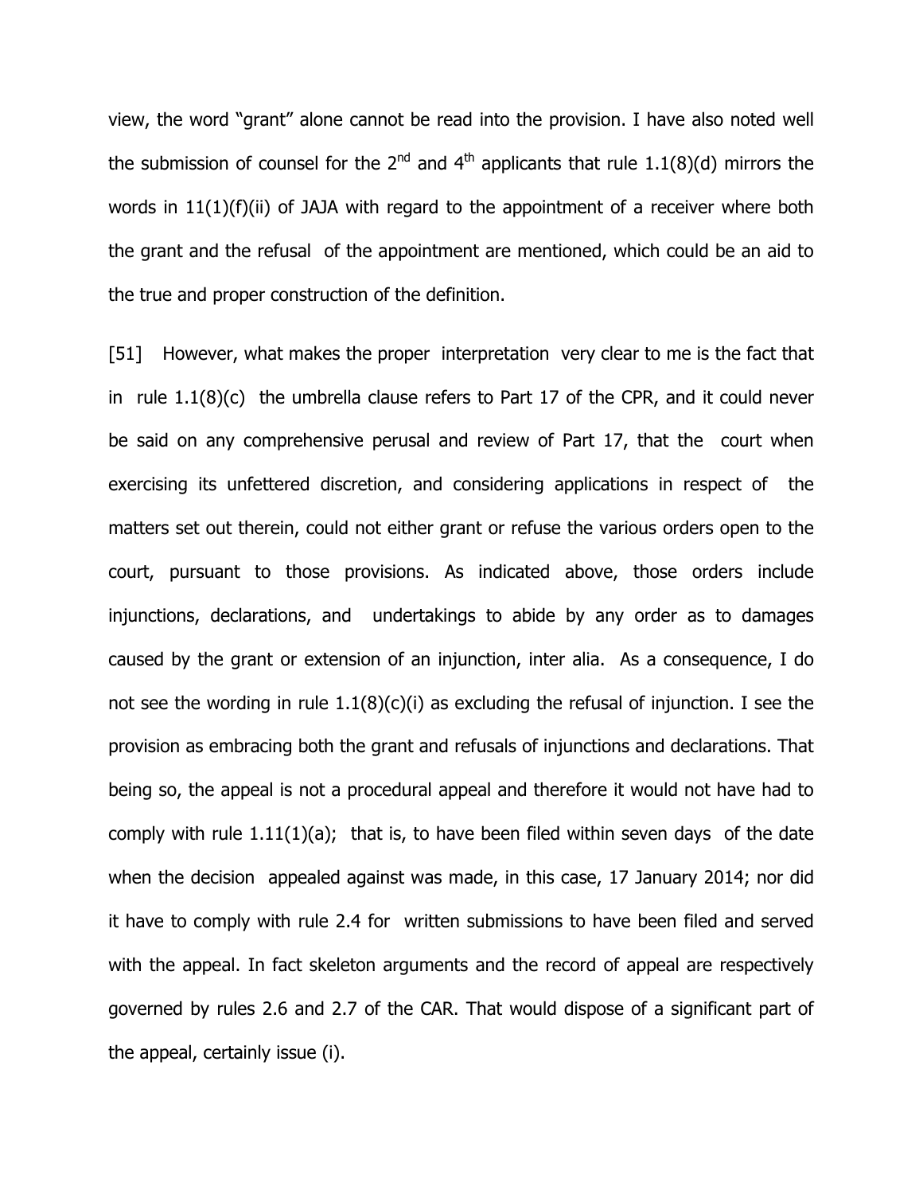view, the word "grant" alone cannot be read into the provision. I have also noted well the submission of counsel for the 2nd and 4th applicants that rule 1.1(8)(d) mirrors the words in 11(1)(f)(ii) of JAJA with regard to the appointment of a receiver where both the grant and the refusal of the appointment are mentioned, which could be an aid to the true and proper construction of the definition.

[51] However, what makes the proper interpretation very clear to me is the fact that in rule 1.1(8)(c) the umbrella clause refers to Part 17 of the CPR, and it could never be said on any comprehensive perusal and review of Part 17, that the court when exercising its unfettered discretion, and considering applications in respect of the matters set out therein, could not either grant or refuse the various orders open to the court, pursuant to those provisions. As indicated above, those orders include injunctions, declarations, and undertakings to abide by any order as to damages caused by the grant or extension of an injunction, inter alia. As a consequence, I do not see the wording in rule 1.1(8)(c)(i) as excluding the refusal of injunction. I see the provision as embracing both the grant and refusals of injunctions and declarations. That being so, the appeal is not a procedural appeal and therefore it would not have had to comply with rule 1.11(1)(a); that is, to have been filed within seven days of the date when the decision appealed against was made, in this case, 17 January 2014; nor did it have to comply with rule 2.4 for written submissions to have been filed and served with the appeal. In fact skeleton arguments and the record of appeal are respectively governed by rules 2.6 and 2.7 of the CAR. That would dispose of a significant part of the appeal, certainly issue (i).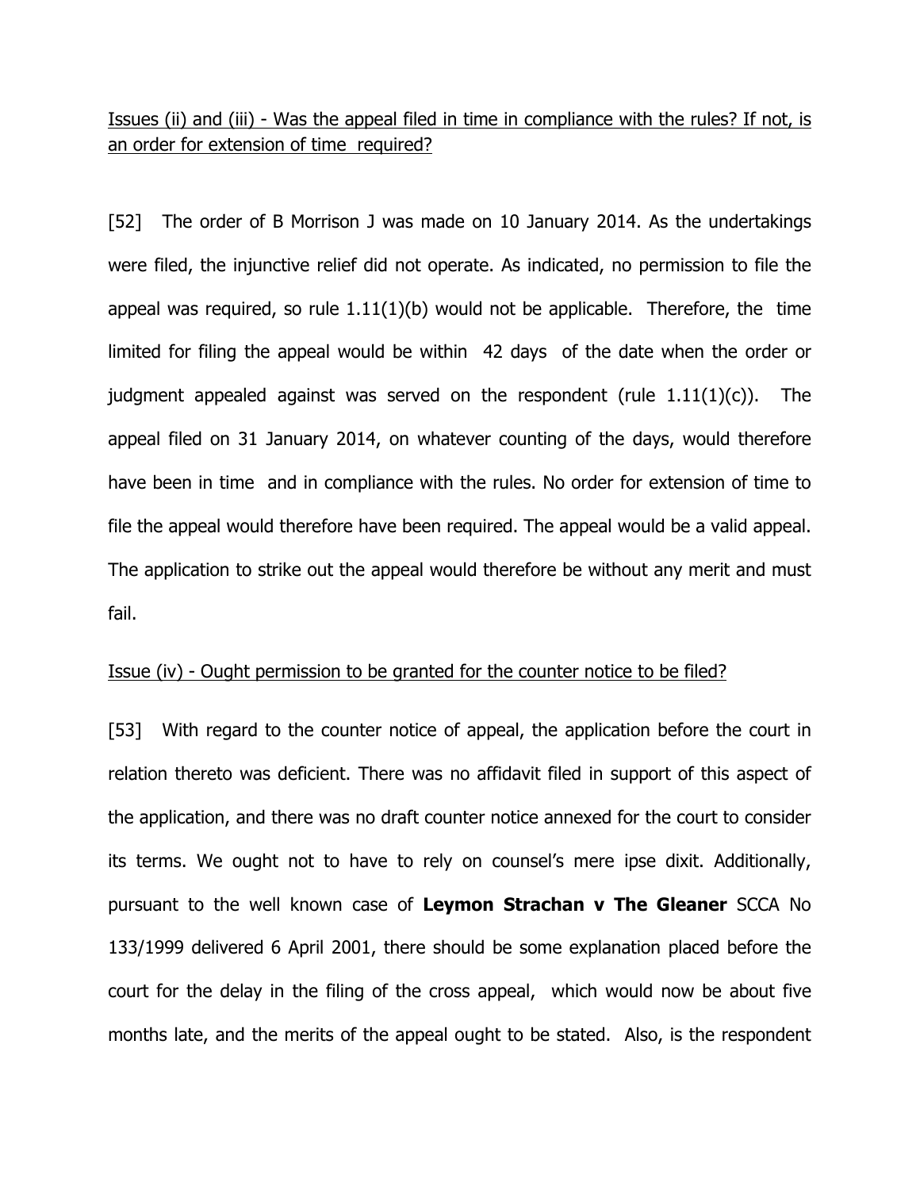<u>Issues (ii) and (iii) - Was the appeal filed in time in compliance with the rules? If not, is an order for extension of time required?</u>

[52] The order of B Morrison J was made on 10 January 2014. As the undertakings were filed, the injunctive relief did not operate. As indicated, no permission to file the appeal was required, so rule 1.11(1)(b) would not be applicable. Therefore, the time limited for filing the appeal would be within 42 days of the date when the order or judgment appealed against was served on the respondent (rule 1.11(1)(c)). The appeal filed on 31 January 2014, on whatever counting of the days, would therefore have been in time and in compliance with the rules. No order for extension of time to file the appeal would therefore have been required. The appeal would be a valid appeal. The application to strike out the appeal would therefore be without any merit and must fail.

<u>Issue (iv) - Ought permission to be granted for the counter notice to be filed?</u>

[53] With regard to the counter notice of appeal, the application before the court in relation thereto was deficient. There was no affidavit filed in support of this aspect of the application, and there was no draft counter notice annexed for the court to consider its terms. We ought not to have to rely on counsel's mere ipse dixit. Additionally, pursuant to the well known case of **Leymon Strachan v The Gleaner** SCCA No 133/1999 delivered 6 April 2001, there should be some explanation placed before the court for the delay in the filing of the cross appeal, which would now be about five months late, and the merits of the appeal ought to be stated. Also, is the respondent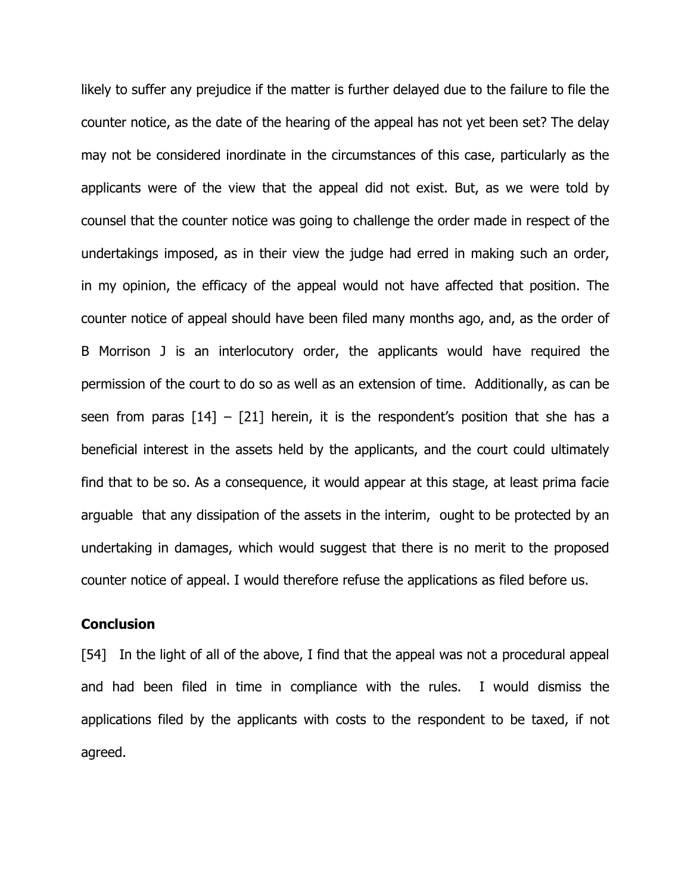likely to suffer any prejudice if the matter is further delayed due to the failure to file the counter notice, as the date of the hearing of the appeal has not yet been set? The delay may not be considered inordinate in the circumstances of this case, particularly as the applicants were of the view that the appeal did not exist. But, as we were told by counsel that the counter notice was going to challenge the order made in respect of the undertakings imposed, as in their view the judge had erred in making such an order, in my opinion, the efficacy of the appeal would not have affected that position. The counter notice of appeal should have been filed many months ago, and, as the order of B Morrison J is an interlocutory order, the applicants would have required the permission of the court to do so as well as an extension of time. Additionally, as can be seen from paras [14] – [21] herein, it is the respondent's position that she has a beneficial interest in the assets held by the applicants, and the court could ultimately find that to be so. As a consequence, it would appear at this stage, at least prima facie arguable that any dissipation of the assets in the interim, ought to be protected by an undertaking in damages, which would suggest that there is no merit to the proposed counter notice of appeal. I would therefore refuse the applications as filed before us.

**Conclusion**

[54] In the light of all of the above, I find that the appeal was not a procedural appeal and had been filed in time in compliance with the rules. I would dismiss the applications filed by the applicants with costs to the respondent to be taxed, if not agreed.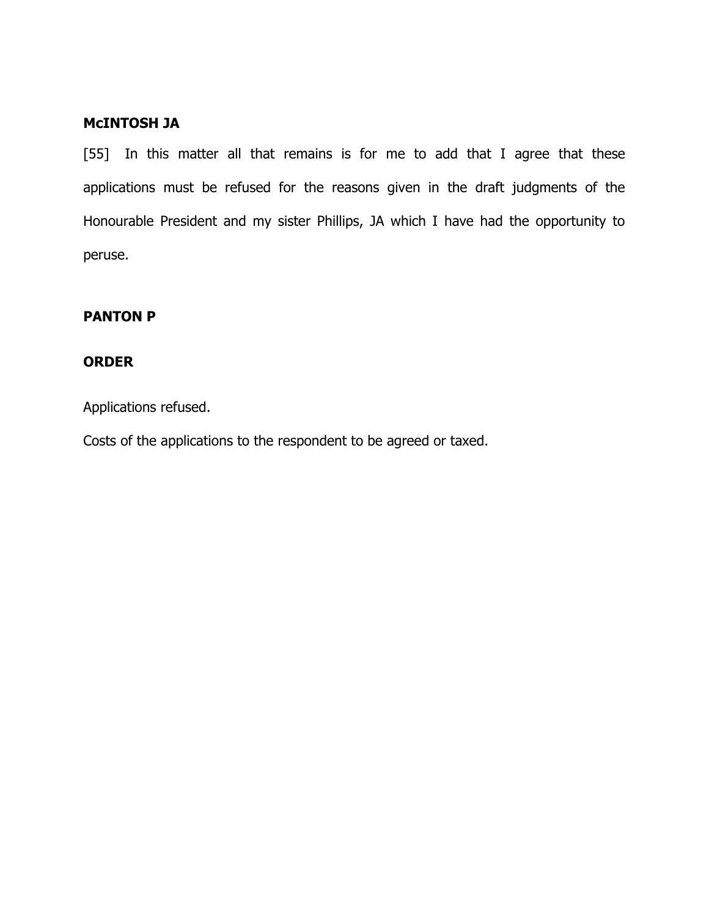**McINTOSH JA**

[55] In this matter all that remains is for me to add that I agree that these applications must be refused for the reasons given in the draft judgments of the Honourable President and my sister Phillips, JA which I have had the opportunity to peruse.

**PANTON P**

**ORDER**

Applications refused.

Costs of the applications to the respondent to be agreed or taxed.